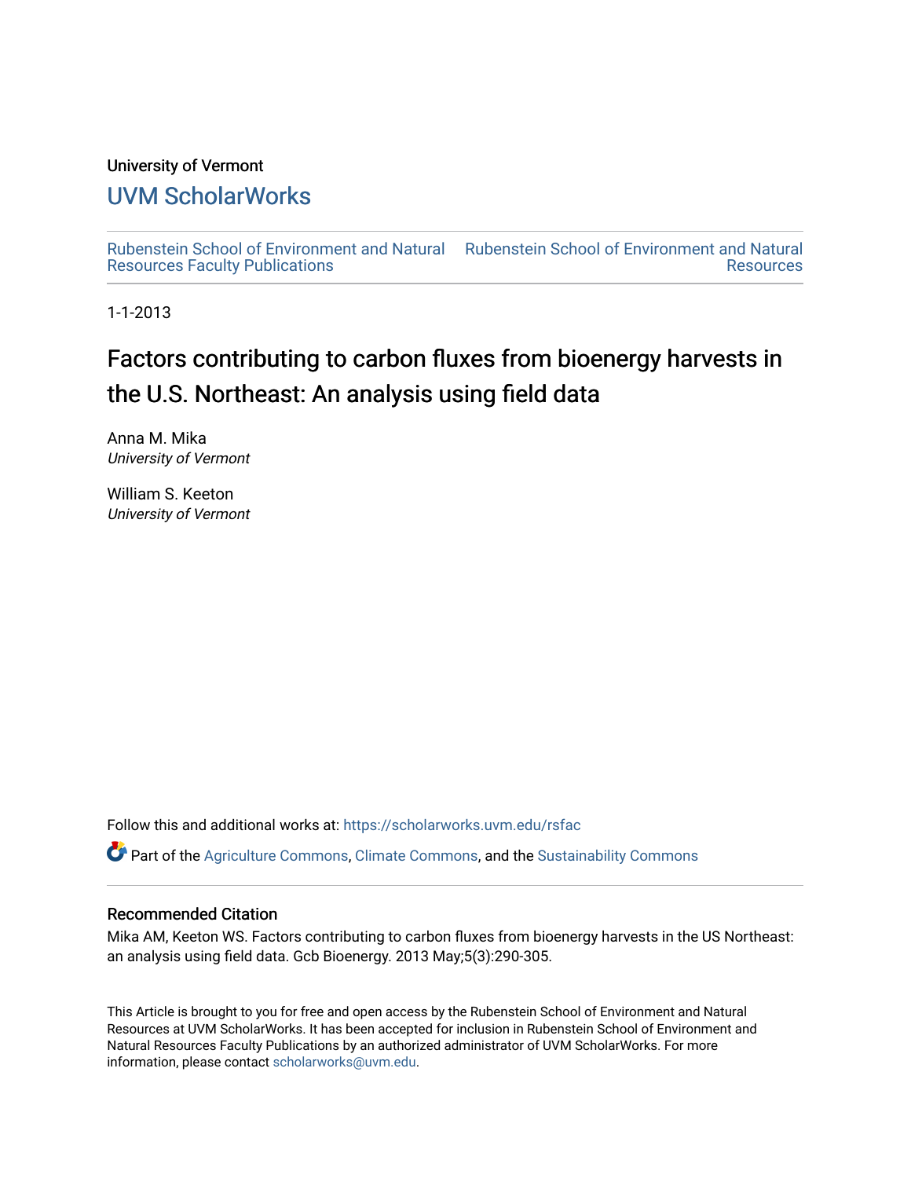University of Vermont

# UVM ScholarWorks

Rubenstein School of Environment and Natural Resources Faculty Publications

Rubenstein School of Environment and Natural Resources

1-1-2013

# Factors contributing to carbon fluxes from bioenergy harvests in the U.S. Northeast: An analysis using field data

Anna M. Mika
*University of Vermont*

William S. Keeton
*University of Vermont*

Follow this and additional works at: https://scholarworks.uvm.edu/rsfac

Part of the Agriculture Commons, Climate Commons, and the Sustainability Commons

## Recommended Citation

Mika AM, Keeton WS. Factors contributing to carbon fluxes from bioenergy harvests in the US Northeast: an analysis using field data. Gcb Bioenergy. 2013 May;5(3):290-305.

This Article is brought to you for free and open access by the Rubenstein School of Environment and Natural Resources at UVM ScholarWorks. It has been accepted for inclusion in Rubenstein School of Environment and Natural Resources Faculty Publications by an authorized administrator of UVM ScholarWorks. For more information, please contact scholarworks@uvm.edu.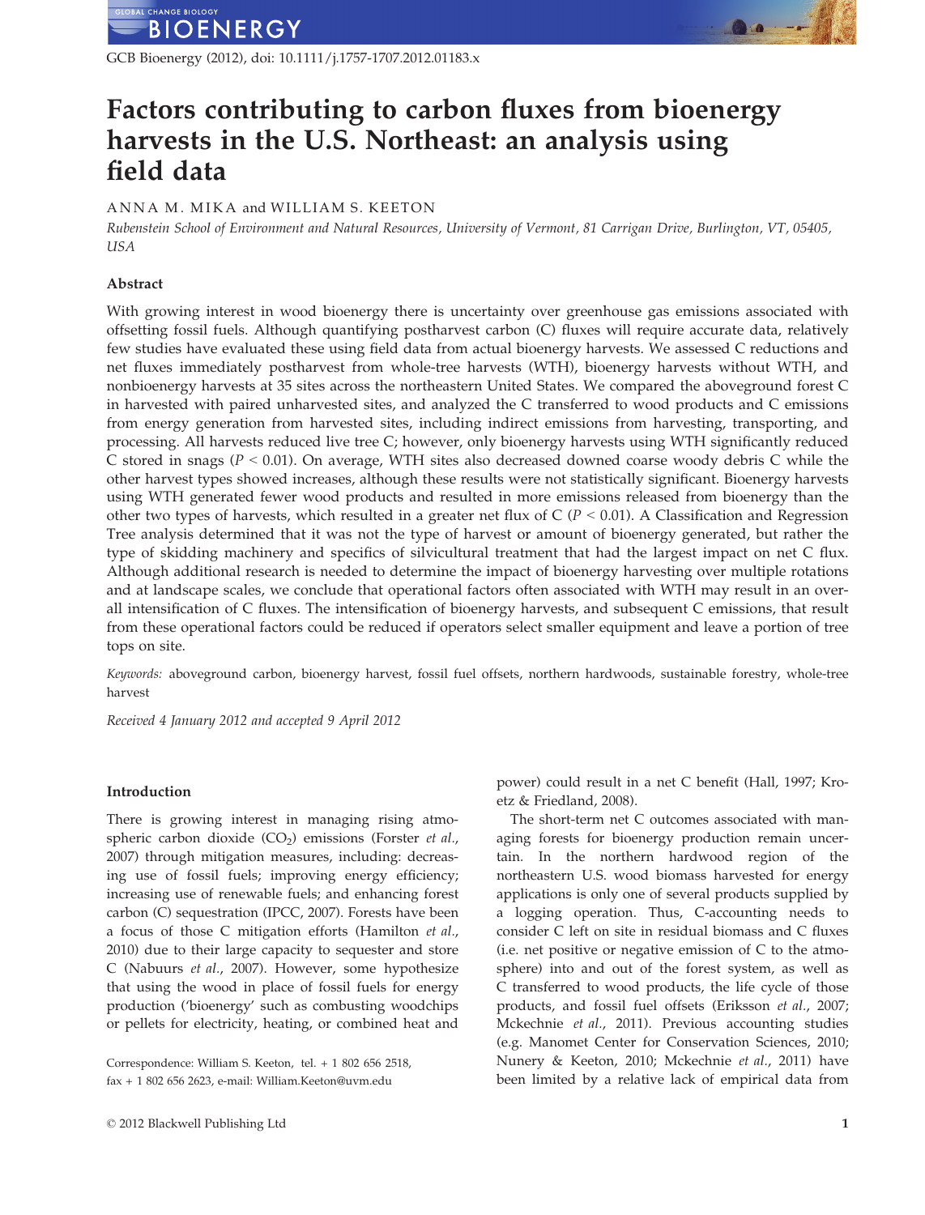# Factors contributing to carbon fluxes from bioenergy harvests in the U.S. Northeast: an analysis using field data

ANNA M. MIKA and WILLIAM S. KEETON

*Rubenstein School of Environment and Natural Resources, University of Vermont, 81 Carrigan Drive, Burlington, VT, 05405, USA*

## Abstract

With growing interest in wood bioenergy there is uncertainty over greenhouse gas emissions associated with offsetting fossil fuels. Although quantifying postharvest carbon (C) fluxes will require accurate data, relatively few studies have evaluated these using field data from actual bioenergy harvests. We assessed C reductions and net fluxes immediately postharvest from whole-tree harvests (WTH), bioenergy harvests without WTH, and nonbioenergy harvests at 35 sites across the northeastern United States. We compared the aboveground forest C in harvested with paired unharvested sites, and analyzed the C transferred to wood products and C emissions from energy generation from harvested sites, including indirect emissions from harvesting, transporting, and processing. All harvests reduced live tree C; however, only bioenergy harvests using WTH significantly reduced C stored in snags ($P < 0.01$). On average, WTH sites also decreased downed coarse woody debris C while the other harvest types showed increases, although these results were not statistically significant. Bioenergy harvests using WTH generated fewer wood products and resulted in more emissions released from bioenergy than the other two types of harvests, which resulted in a greater net flux of C ($P < 0.01$). A Classification and Regression Tree analysis determined that it was not the type of harvest or amount of bioenergy generated, but rather the type of skidding machinery and specifics of silvicultural treatment that had the largest impact on net C flux. Although additional research is needed to determine the impact of bioenergy harvesting over multiple rotations and at landscape scales, we conclude that operational factors often associated with WTH may result in an overall intensification of C fluxes. The intensification of bioenergy harvests, and subsequent C emissions, that result from these operational factors could be reduced if operators select smaller equipment and leave a portion of tree tops on site.

*Keywords:* aboveground carbon, bioenergy harvest, fossil fuel offsets, northern hardwoods, sustainable forestry, whole-tree harvest

*Received 4 January 2012 and accepted 9 April 2012*

## Introduction

There is growing interest in managing rising atmospheric carbon dioxide ($CO_2$) emissions (Forster *et al.*, 2007) through mitigation measures, including: decreasing use of fossil fuels; improving energy efficiency; increasing use of renewable fuels; and enhancing forest carbon (C) sequestration (IPCC, 2007). Forests have been a focus of those C mitigation efforts (Hamilton *et al.*, 2010) due to their large capacity to sequester and store C (Nabuurs *et al.*, 2007). However, some hypothesize that using the wood in place of fossil fuels for energy production ('bioenergy' such as combusting woodchips or pellets for electricity, heating, or combined heat and power) could result in a net C benefit (Hall, 1997; Kroetz & Friedland, 2008).

The short-term net C outcomes associated with managing forests for bioenergy production remain uncertain. In the northern hardwood region of the northeastern U.S. wood biomass harvested for energy applications is only one of several products supplied by a logging operation. Thus, C-accounting needs to consider C left on site in residual biomass and C fluxes (i.e. net positive or negative emission of C to the atmosphere) into and out of the forest system, as well as C transferred to wood products, the life cycle of those products, and fossil fuel offsets (Eriksson *et al.*, 2007; Mckechnie *et al.*, 2011). Previous accounting studies (e.g. Manomet Center for Conservation Sciences, 2010; Nunery & Keeton, 2010; Mckechnie *et al.*, 2011) have been limited by a relative lack of empirical data from

Correspondence: William S. Keeton, tel. + 1 802 656 2518, fax + 1 802 656 2623, e-mail: William.Keeton@uvm.edu

© 2012 Blackwell Publishing Ltd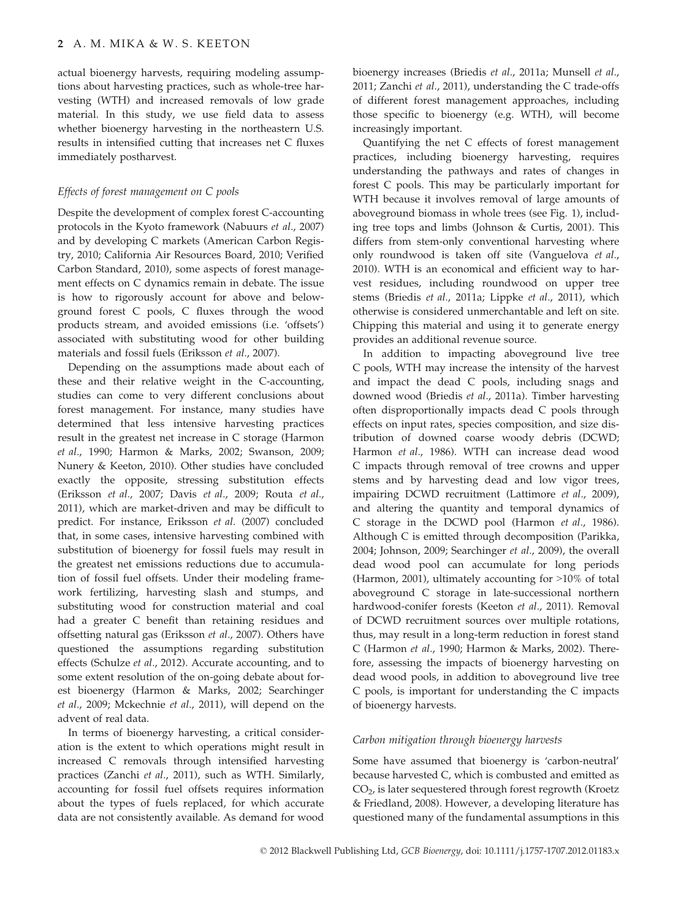actual bioenergy harvests, requiring modeling assumptions about harvesting practices, such as whole-tree harvesting (WTH) and increased removals of low grade material. In this study, we use field data to assess whether bioenergy harvesting in the northeastern U.S. results in intensified cutting that increases net C fluxes immediately postharvest.

### *Effects of forest management on C pools*

Despite the development of complex forest C-accounting protocols in the Kyoto framework (Nabuurs *et al*., 2007) and by developing C markets (American Carbon Registry, 2010; California Air Resources Board, 2010; Verified Carbon Standard, 2010), some aspects of forest management effects on C dynamics remain in debate. The issue is how to rigorously account for above and belowground forest C pools, C fluxes through the wood products stream, and avoided emissions (i.e. 'offsets') associated with substituting wood for other building materials and fossil fuels (Eriksson *et al*., 2007).

Depending on the assumptions made about each of these and their relative weight in the C-accounting, studies can come to very different conclusions about forest management. For instance, many studies have determined that less intensive harvesting practices result in the greatest net increase in C storage (Harmon *et al*., 1990; Harmon & Marks, 2002; Swanson, 2009; Nunery & Keeton, 2010). Other studies have concluded exactly the opposite, stressing substitution effects (Eriksson *et al*., 2007; Davis *et al*., 2009; Routa *et al*., 2011), which are market-driven and may be difficult to predict. For instance, Eriksson *et al*. (2007) concluded that, in some cases, intensive harvesting combined with substitution of bioenergy for fossil fuels may result in the greatest net emissions reductions due to accumulation of fossil fuel offsets. Under their modeling framework fertilizing, harvesting slash and stumps, and substituting wood for construction material and coal had a greater C benefit than retaining residues and offsetting natural gas (Eriksson *et al*., 2007). Others have questioned the assumptions regarding substitution effects (Schulze *et al*., 2012). Accurate accounting, and to some extent resolution of the on-going debate about forest bioenergy (Harmon & Marks, 2002; Searchinger *et al*., 2009; Mckechnie *et al*., 2011), will depend on the advent of real data.

In terms of bioenergy harvesting, a critical consideration is the extent to which operations might result in increased C removals through intensified harvesting practices (Zanchi *et al*., 2011), such as WTH. Similarly, accounting for fossil fuel offsets requires information about the types of fuels replaced, for which accurate data are not consistently available. As demand for wood bioenergy increases (Briedis *et al*., 2011a; Munsell *et al*., 2011; Zanchi *et al*., 2011), understanding the C trade-offs of different forest management approaches, including those specific to bioenergy (e.g. WTH), will become increasingly important.

Quantifying the net C effects of forest management practices, including bioenergy harvesting, requires understanding the pathways and rates of changes in forest C pools. This may be particularly important for WTH because it involves removal of large amounts of aboveground biomass in whole trees (see Fig. 1), including tree tops and limbs (Johnson & Curtis, 2001). This differs from stem-only conventional harvesting where only roundwood is taken off site (Vanguelova *et al*., 2010). WTH is an economical and efficient way to harvest residues, including roundwood on upper tree stems (Briedis *et al*., 2011a; Lippke *et al*., 2011), which otherwise is considered unmerchantable and left on site. Chipping this material and using it to generate energy provides an additional revenue source.

In addition to impacting aboveground live tree C pools, WTH may increase the intensity of the harvest and impact the dead C pools, including snags and downed wood (Briedis *et al*., 2011a). Timber harvesting often disproportionally impacts dead C pools through effects on input rates, species composition, and size distribution of downed coarse woody debris (DCWD; Harmon *et al*., 1986). WTH can increase dead wood C impacts through removal of tree crowns and upper stems and by harvesting dead and low vigor trees, impairing DCWD recruitment (Lattimore *et al*., 2009), and altering the quantity and temporal dynamics of C storage in the DCWD pool (Harmon *et al*., 1986). Although C is emitted through decomposition (Parikka, 2004; Johnson, 2009; Searchinger *et al*., 2009), the overall dead wood pool can accumulate for long periods (Harmon, 2001), ultimately accounting for >10% of total aboveground C storage in late-successional northern hardwood-conifer forests (Keeton *et al*., 2011). Removal of DCWD recruitment sources over multiple rotations, thus, may result in a long-term reduction in forest stand C (Harmon *et al*., 1990; Harmon & Marks, 2002). Therefore, assessing the impacts of bioenergy harvesting on dead wood pools, in addition to aboveground live tree C pools, is important for understanding the C impacts of bioenergy harvests.

### *Carbon mitigation through bioenergy harvests*

Some have assumed that bioenergy is 'carbon-neutral' because harvested C, which is combusted and emitted as $CO_2$, is later sequestered through forest regrowth (Kroetz & Friedland, 2008). However, a developing literature has questioned many of the fundamental assumptions in this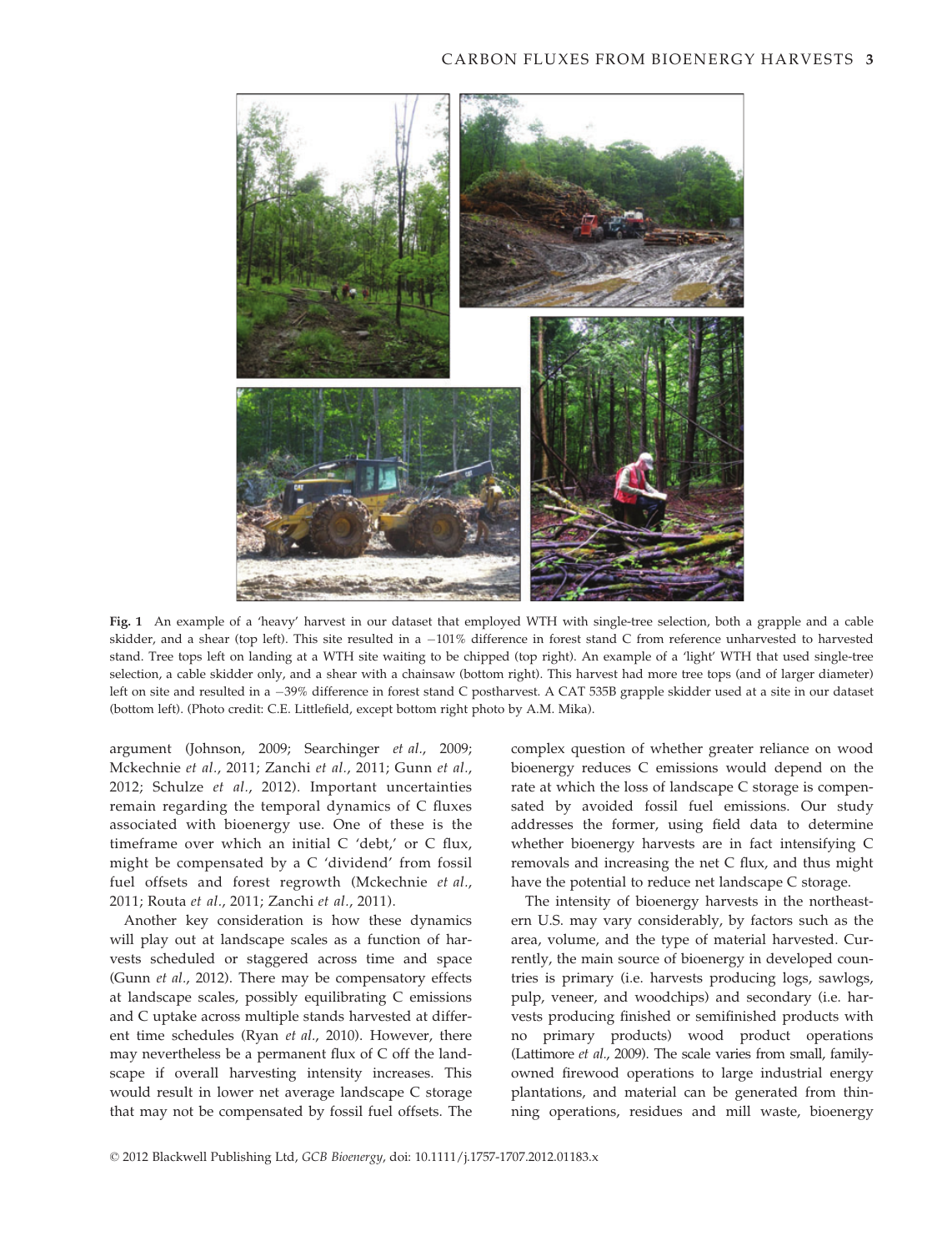**Fig. 1** An example of a 'heavy' harvest in our dataset that employed WTH with single-tree selection, both a grapple and a cable skidder, and a shear (top left). This site resulted in a −101% difference in forest stand C from reference unharvested to harvested stand. Tree tops left on landing at a WTH site waiting to be chipped (top right). An example of a 'light' WTH that used single-tree selection, a cable skidder only, and a shear with a chainsaw (bottom right). This harvest had more tree tops (and of larger diameter) left on site and resulted in a −39% difference in forest stand C postharvest. A CAT 535B grapple skidder used at a site in our dataset (bottom left). (Photo credit: C.E. Littlefield, except bottom right photo by A.M. Mika).

argument (Johnson, 2009; Searchinger *et al.*, 2009; Mckechnie *et al.*, 2011; Zanchi *et al.*, 2011; Gunn *et al.*, 2012; Schulze *et al.*, 2012). Important uncertainties remain regarding the temporal dynamics of C fluxes associated with bioenergy use. One of these is the timeframe over which an initial C 'debt,' or C flux, might be compensated by a C 'dividend' from fossil fuel offsets and forest regrowth (Mckechnie *et al.*, 2011; Routa *et al.*, 2011; Zanchi *et al.*, 2011).

Another key consideration is how these dynamics will play out at landscape scales as a function of harvests scheduled or staggered across time and space (Gunn *et al.*, 2012). There may be compensatory effects at landscape scales, possibly equilibrating C emissions and C uptake across multiple stands harvested at different time schedules (Ryan *et al.*, 2010). However, there may nevertheless be a permanent flux of C off the landscape if overall harvesting intensity increases. This would result in lower net average landscape C storage that may not be compensated by fossil fuel offsets. The complex question of whether greater reliance on wood bioenergy reduces C emissions would depend on the rate at which the loss of landscape C storage is compensated by avoided fossil fuel emissions. Our study addresses the former, using field data to determine whether bioenergy harvests are in fact intensifying C removals and increasing the net C flux, and thus might have the potential to reduce net landscape C storage.

The intensity of bioenergy harvests in the northeastern U.S. may vary considerably, by factors such as the area, volume, and the type of material harvested. Currently, the main source of bioenergy in developed countries is primary (i.e. harvests producing logs, sawlogs, pulp, veneer, and woodchips) and secondary (i.e. harvests producing finished or semifinished products with no primary products) wood product operations (Lattimore *et al.*, 2009). The scale varies from small, family-owned firewood operations to large industrial energy plantations, and material can be generated from thinning operations, residues and mill waste, bioenergy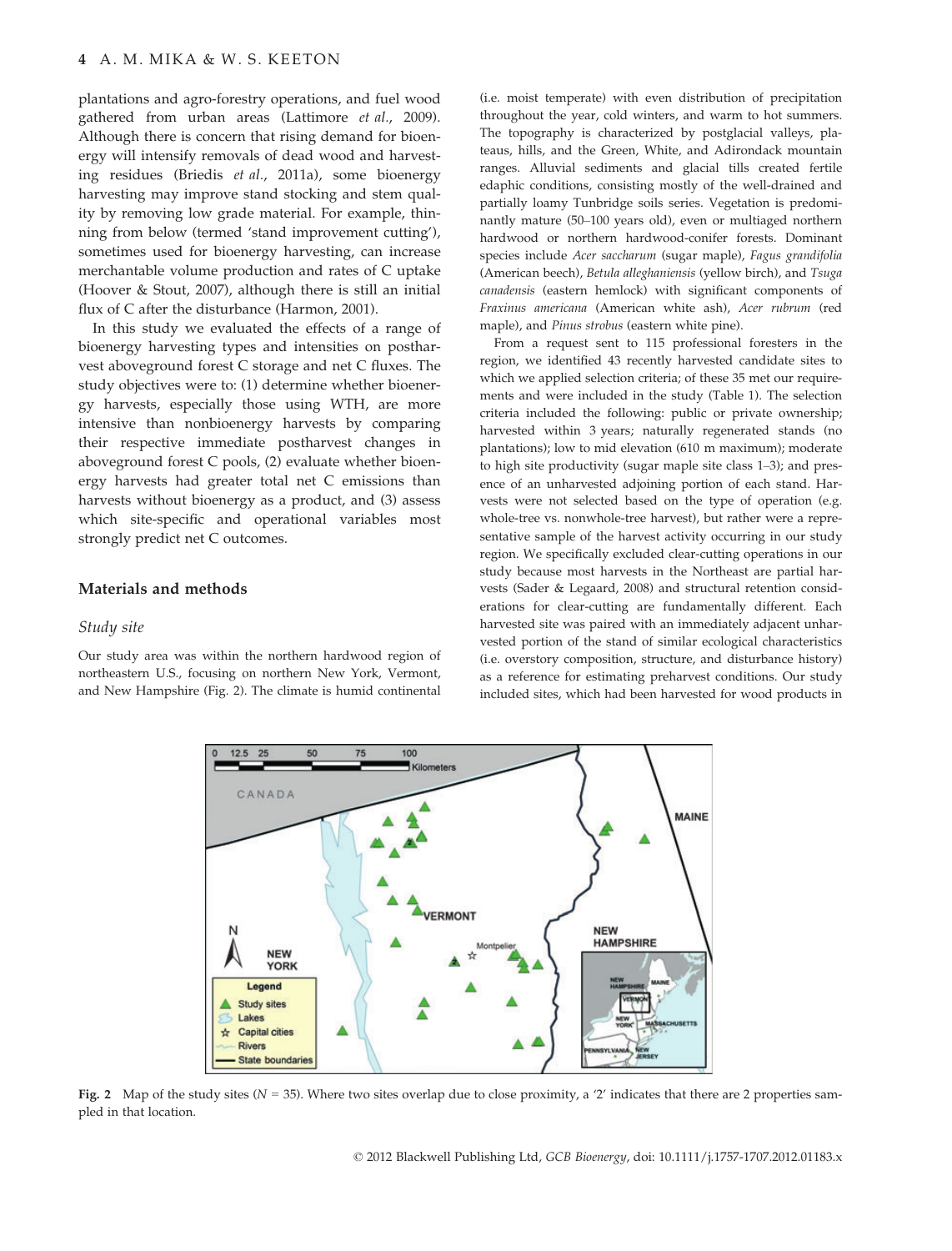plantations and agro-forestry operations, and fuel wood gathered from urban areas (Lattimore *et al*., 2009). Although there is concern that rising demand for bioenergy will intensify removals of dead wood and harvesting residues (Briedis *et al*., 2011a), some bioenergy harvesting may improve stand stocking and stem quality by removing low grade material. For example, thinning from below (termed 'stand improvement cutting'), sometimes used for bioenergy harvesting, can increase merchantable volume production and rates of C uptake (Hoover & Stout, 2007), although there is still an initial flux of C after the disturbance (Harmon, 2001).

In this study we evaluated the effects of a range of bioenergy harvesting types and intensities on postharvest aboveground forest C storage and net C fluxes. The study objectives were to: (1) determine whether bioenergy harvests, especially those using WTH, are more intensive than nonbioenergy harvests by comparing their respective immediate postharvest changes in aboveground forest C pools, (2) evaluate whether bioenergy harvests had greater total net C emissions than harvests without bioenergy as a product, and (3) assess which site-specific and operational variables most strongly predict net C outcomes.

## Materials and methods

### *Study site*

Our study area was within the northern hardwood region of northeastern U.S., focusing on northern New York, Vermont, and New Hampshire (Fig. 2). The climate is humid continental (i.e. moist temperate) with even distribution of precipitation throughout the year, cold winters, and warm to hot summers. The topography is characterized by postglacial valleys, plateaus, hills, and the Green, White, and Adirondack mountain ranges. Alluvial sediments and glacial tills created fertile edaphic conditions, consisting mostly of the well-drained and partially loamy Tunbridge soils series. Vegetation is predominantly mature (50–100 years old), even or multiaged northern hardwood or northern hardwood-conifer forests. Dominant species include *Acer saccharum* (sugar maple), *Fagus grandifolia* (American beech), *Betula alleghaniensis* (yellow birch), and *Tsuga canadensis* (eastern hemlock) with significant components of *Fraxinus americana* (American white ash), *Acer rubrum* (red maple), and *Pinus strobus* (eastern white pine).

From a request sent to 115 professional foresters in the region, we identified 43 recently harvested candidate sites to which we applied selection criteria; of these 35 met our requirements and were included in the study (Table 1). The selection criteria included the following: public or private ownership; harvested within 3 years; naturally regenerated stands (no plantations); low to mid elevation (610 m maximum); moderate to high site productivity (sugar maple site class 1–3); and presence of an unharvested adjoining portion of each stand. Harvests were not selected based on the type of operation (e.g. whole-tree vs. nonwhole-tree harvest), but rather were a representative sample of the harvest activity occurring in our study region. We specifically excluded clear-cutting operations in our study because most harvests in the Northeast are partial harvests (Sader & Legaard, 2008) and structural retention considerations for clear-cutting are fundamentally different. Each harvested site was paired with an immediately adjacent unharvested portion of the stand of similar ecological characteristics (i.e. overstory composition, structure, and disturbance history) as a reference for estimating preharvest conditions. Our study included sites, which had been harvested for wood products in

Fig. 2 Map of the study sites ($N = 35$). Where two sites overlap due to close proximity, a '2' indicates that there are 2 properties sampled in that location.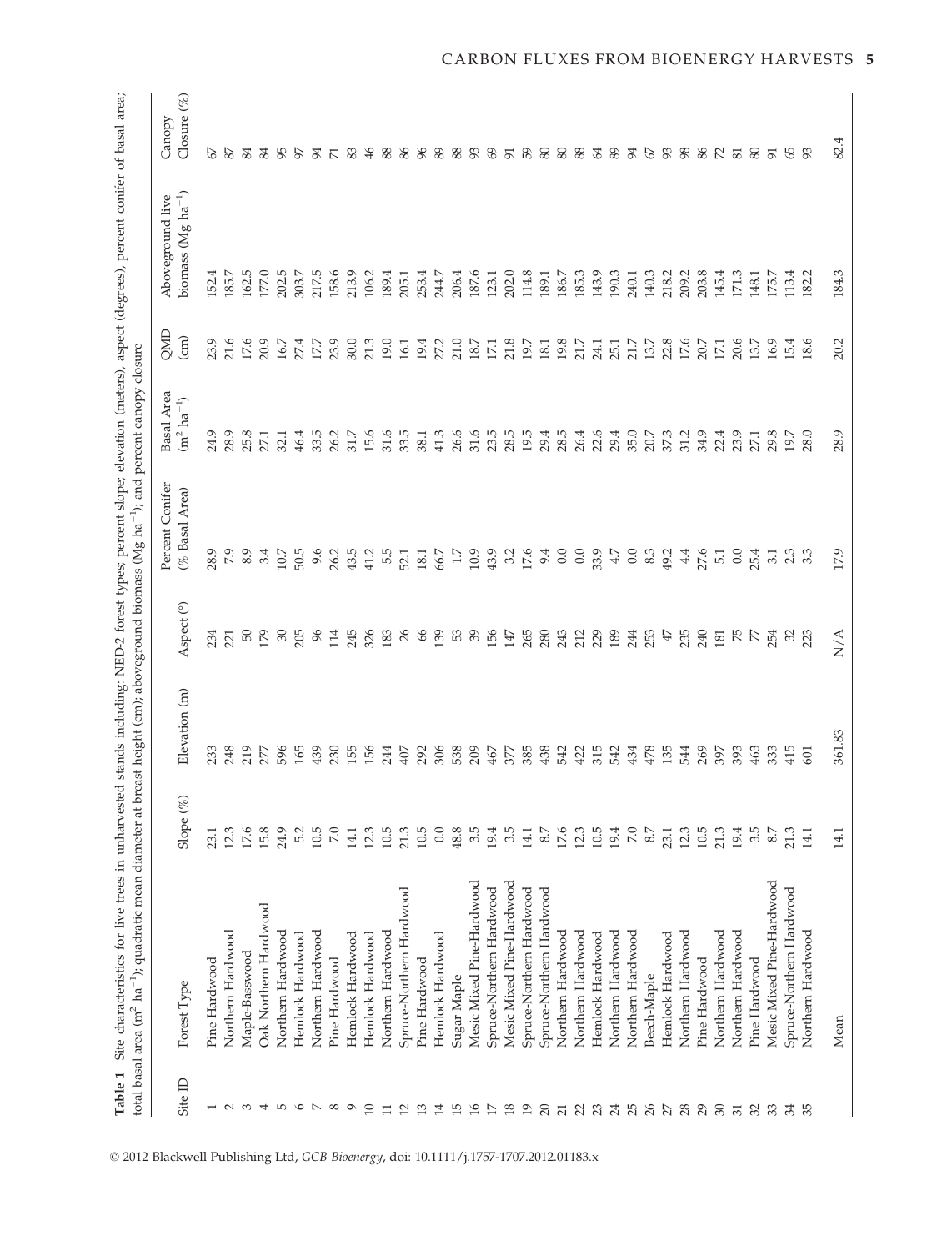**Table 1** Site characteristics for live trees in unharvested stands including: NED-2 forest types; percent slope; elevation (meters), aspect (degrees), percent conifer of basal area; total basal area ($m^2$ $ha^{-1}$); quadratic mean diameter at breast height (cm); aboveground biomass (Mg $ha^{-1}$); and percent canopy closure

| Site ID | Forest Type | Slope (%) | Elevation (m) | Aspect (°) | Percent Conifer (% Basal Area) | Basal Area ($m^2$ $ha^{-1}$) | QMD (cm) | Aboveground live biomass (Mg $ha^{-1}$) | Canopy Closure (%) |
|---|---|---|---|---|---|---|---|---|---|
| 1 | Pine Hardwood | 23.1 | 233 | 234 | 28.9 | 24.9 | 23.9 | 152.4 | 67 |
| 2 | Northern Hardwood | 12.3 | 248 | 221 | 7.9 | 28.9 | 21.6 | 185.7 | 87 |
| 3 | Maple-Basswood | 17.6 | 219 | 50 | 8.9 | 25.8 | 17.6 | 162.5 | 84 |
| 4 | Oak Northern Hardwood | 15.8 | 277 | 179 | 3.4 | 27.1 | 20.9 | 177.0 | 84 |
| 5 | Northern Hardwood | 24.9 | 596 | 30 | 10.7 | 32.1 | 16.7 | 202.5 | 95 |
| 6 | Hemlock Hardwood | 5.2 | 165 | 205 | 50.5 | 46.4 | 27.4 | 303.7 | 97 |
| 7 | Northern Hardwood | 10.5 | 439 | 96 | 9.6 | 33.5 | 17.7 | 217.5 | 94 |
| 8 | Pine Hardwood | 7.0 | 230 | 114 | 26.2 | 26.2 | 23.9 | 158.6 | 71 |
| 9 | Hemlock Hardwood | 14.1 | 155 | 245 | 43.5 | 31.7 | 30.0 | 213.9 | 83 |
| 10 | Hemlock Hardwood | 12.3 | 156 | 326 | 41.2 | 15.6 | 21.3 | 106.2 | 46 |
| 11 | Northern Hardwood | 10.5 | 244 | 183 | 5.5 | 31.6 | 19.0 | 189.4 | 88 |
| 12 | Spruce-Northern Hardwood | 21.3 | 407 | 26 | 52.1 | 33.5 | 16.1 | 205.1 | 86 |
| 13 | Pine Hardwood | 10.5 | 292 | 66 | 18.1 | 38.1 | 19.4 | 253.4 | 96 |
| 14 | Hemlock Hardwood | 0.0 | 306 | 139 | 66.7 | 41.3 | 27.2 | 244.7 | 89 |
| 15 | Sugar Maple | 48.8 | 538 | 53 | 1.7 | 26.6 | 21.0 | 206.4 | 88 |
| 16 | Mesic Mixed Pine-Hardwood | 3.5 | 209 | 39 | 10.9 | 31.6 | 18.7 | 187.6 | 93 |
| 17 | Spruce-Northern Hardwood | 19.4 | 467 | 156 | 43.9 | 23.5 | 17.1 | 123.1 | 69 |
| 18 | Mesic Mixed Pine-Hardwood | 3.5 | 377 | 147 | 3.2 | 28.5 | 21.8 | 202.0 | 91 |
| 19 | Spruce-Northern Hardwood | 14.1 | 385 | 265 | 17.6 | 19.5 | 19.7 | 114.8 | 59 |
| 20 | Spruce-Northern Hardwood | 8.7 | 438 | 280 | 9.4 | 29.4 | 18.1 | 189.1 | 80 |
| 21 | Northern Hardwood | 17.6 | 542 | 243 | 0.0 | 28.5 | 19.8 | 186.7 | 80 |
| 22 | Northern Hardwood | 12.3 | 422 | 212 | 0.0 | 26.4 | 21.7 | 185.3 | 88 |
| 23 | Hemlock Hardwood | 10.5 | 315 | 229 | 33.9 | 22.6 | 24.1 | 143.9 | 64 |
| 24 | Northern Hardwood | 19.4 | 542 | 189 | 4.7 | 29.4 | 25.1 | 190.3 | 89 |
| 25 | Northern Hardwood | 7.0 | 434 | 244 | 0.0 | 35.0 | 21.7 | 240.1 | 94 |
| 26 | Beech-Maple | 8.7 | 478 | 253 | 8.3 | 20.7 | 13.7 | 140.3 | 67 |
| 27 | Hemlock Hardwood | 23.1 | 135 | 47 | 49.2 | 37.3 | 22.8 | 218.2 | 93 |
| 28 | Northern Hardwood | 12.3 | 544 | 235 | 4.4 | 31.2 | 17.6 | 209.2 | 98 |
| 29 | Pine Hardwood | 10.5 | 269 | 240 | 27.6 | 34.9 | 20.7 | 203.8 | 86 |
| 30 | Northern Hardwood | 21.3 | 397 | 181 | 5.1 | 22.4 | 17.1 | 145.4 | 72 |
| 31 | Northern Hardwood | 19.4 | 393 | 75 | 0.0 | 23.9 | 20.6 | 171.3 | 81 |
| 32 | Pine Hardwood | 3.5 | 463 | 77 | 25.4 | 27.1 | 13.7 | 148.1 | 80 |
| 33 | Mesic Mixed Pine-Hardwood | 8.7 | 333 | 254 | 3.1 | 29.8 | 16.9 | 175.7 | 91 |
| 34 | Spruce-Northern Hardwood | 21.3 | 415 | 32 | 2.3 | 19.7 | 15.4 | 113.4 | 65 |
| 35 | Northern Hardwood | 14.1 | 601 | 223 | 3.3 | 28.0 | 18.6 | 182.2 | 93 |
| | Mean | 14.1 | 361.83 | N/A | 17.9 | 28.9 | 20.2 | 184.3 | 82.4 |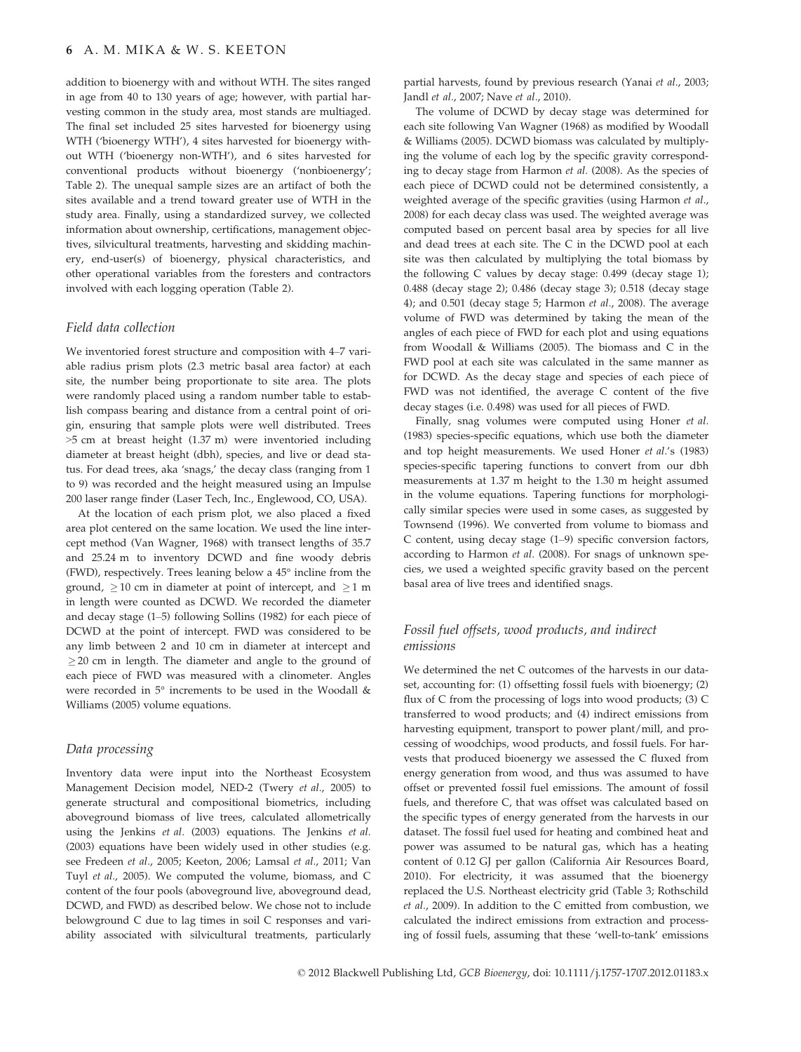addition to bioenergy with and without WTH. The sites ranged in age from 40 to 130 years of age; however, with partial harvesting common in the study area, most stands are multiaged. The final set included 25 sites harvested for bioenergy using WTH ('bioenergy WTH'), 4 sites harvested for bioenergy without WTH ('bioenergy non-WTH'), and 6 sites harvested for conventional products without bioenergy ('nonbioenergy'; Table 2). The unequal sample sizes are an artifact of both the sites available and a trend toward greater use of WTH in the study area. Finally, using a standardized survey, we collected information about ownership, certifications, management objectives, silvicultural treatments, harvesting and skidding machinery, end-user(s) of bioenergy, physical characteristics, and other operational variables from the foresters and contractors involved with each logging operation (Table 2).

### Field data collection

We inventoried forest structure and composition with 4–7 variable radius prism plots (2.3 metric basal area factor) at each site, the number being proportionate to site area. The plots were randomly placed using a random number table to establish compass bearing and distance from a central point of origin, ensuring that sample plots were well distributed. Trees >5 cm at breast height (1.37 m) were inventoried including diameter at breast height (dbh), species, and live or dead status. For dead trees, aka 'snags,' the decay class (ranging from 1 to 9) was recorded and the height measured using an Impulse 200 laser range finder (Laser Tech, Inc., Englewood, CO, USA).

At the location of each prism plot, we also placed a fixed area plot centered on the same location. We used the line intercept method (Van Wagner, 1968) with transect lengths of 35.7 and 25.24 m to inventory DCWD and fine woody debris (FWD), respectively. Trees leaning below a 45° incline from the ground, $\geq$10 cm in diameter at point of intercept, and $\geq$1 m in length were counted as DCWD. We recorded the diameter and decay stage (1–5) following Sollins (1982) for each piece of DCWD at the point of intercept. FWD was considered to be any limb between 2 and 10 cm in diameter at intercept and $\geq$20 cm in length. The diameter and angle to the ground of each piece of FWD was measured with a clinometer. Angles were recorded in 5° increments to be used in the Woodall & Williams (2005) volume equations.

### Data processing

Inventory data were input into the Northeast Ecosystem Management Decision model, NED-2 (Twery *et al.*, 2005) to generate structural and compositional biometrics, including aboveground biomass of live trees, calculated allometrically using the Jenkins *et al.* (2003) equations. The Jenkins *et al.* (2003) equations have been widely used in other studies (e.g. see Fredeen *et al.*, 2005; Keeton, 2006; Lamsal *et al.*, 2011; Van Tuyl *et al.*, 2005). We computed the volume, biomass, and C content of the four pools (aboveground live, aboveground dead, DCWD, and FWD) as described below. We chose not to include belowground C due to lag times in soil C responses and variability associated with silvicultural treatments, particularly partial harvests, found by previous research (Yanai *et al.*, 2003; Jandl *et al.*, 2007; Nave *et al.*, 2010).

The volume of DCWD by decay stage was determined for each site following Van Wagner (1968) as modified by Woodall & Williams (2005). DCWD biomass was calculated by multiplying the volume of each log by the specific gravity corresponding to decay stage from Harmon *et al.* (2008). As the species of each piece of DCWD could not be determined consistently, a weighted average of the specific gravities (using Harmon *et al.*, 2008) for each decay class was used. The weighted average was computed based on percent basal area by species for all live and dead trees at each site. The C in the DCWD pool at each site was then calculated by multiplying the total biomass by the following C values by decay stage: 0.499 (decay stage 1); 0.488 (decay stage 2); 0.486 (decay stage 3); 0.518 (decay stage 4); and 0.501 (decay stage 5; Harmon *et al.*, 2008). The average volume of FWD was determined by taking the mean of the angles of each piece of FWD for each plot and using equations from Woodall & Williams (2005). The biomass and C in the FWD pool at each site was calculated in the same manner as for DCWD. As the decay stage and species of each piece of FWD was not identified, the average C content of the five decay stages (i.e. 0.498) was used for all pieces of FWD.

Finally, snag volumes were computed using Honer *et al.* (1983) species-specific equations, which use both the diameter and top height measurements. We used Honer *et al.*'s (1983) species-specific tapering functions to convert from our dbh measurements at 1.37 m height to the 1.30 m height assumed in the volume equations. Tapering functions for morphologically similar species were used in some cases, as suggested by Townsend (1996). We converted from volume to biomass and C content, using decay stage (1–9) specific conversion factors, according to Harmon *et al.* (2008). For snags of unknown species, we used a weighted specific gravity based on the percent basal area of live trees and identified snags.

### Fossil fuel offsets, wood products, and indirect emissions

We determined the net C outcomes of the harvests in our dataset, accounting for: (1) offsetting fossil fuels with bioenergy; (2) flux of C from the processing of logs into wood products; (3) C transferred to wood products; and (4) indirect emissions from harvesting equipment, transport to power plant/mill, and processing of woodchips, wood products, and fossil fuels. For harvests that produced bioenergy we assessed the C fluxed from energy generation from wood, and thus was assumed to have offset or prevented fossil fuel emissions. The amount of fossil fuels, and therefore C, that was offset was calculated based on the specific types of energy generated from the harvests in our dataset. The fossil fuel used for heating and combined heat and power was assumed to be natural gas, which has a heating content of 0.12 GJ per gallon (California Air Resources Board, 2010). For electricity, it was assumed that the bioenergy replaced the U.S. Northeast electricity grid (Table 3; Rothschild *et al.*, 2009). In addition to the C emitted from combustion, we calculated the indirect emissions from extraction and processing of fossil fuels, assuming that these 'well-to-tank' emissions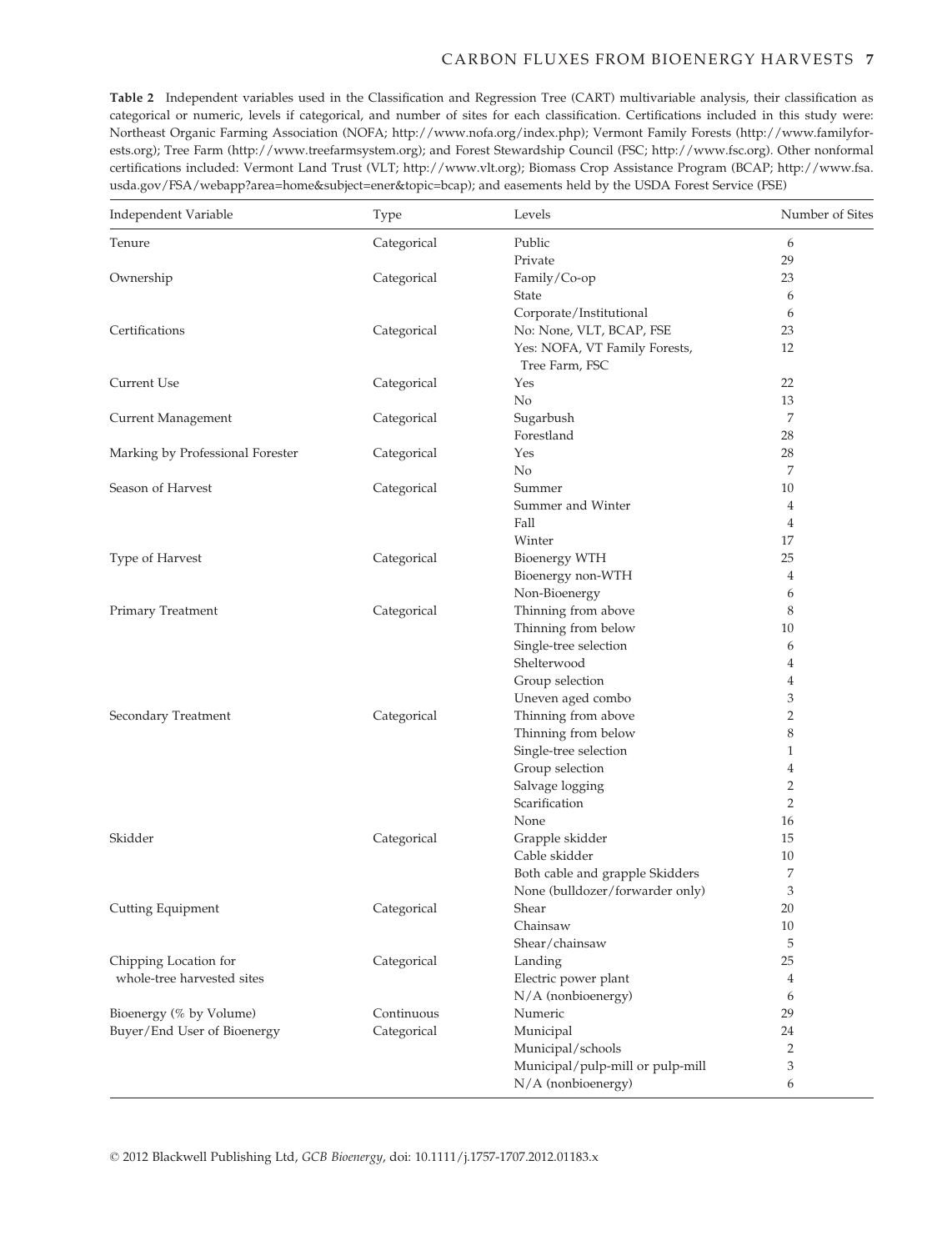**Table 2** Independent variables used in the Classification and Regression Tree (CART) multivariable analysis, their classification as categorical or numeric, levels if categorical, and number of sites for each classification. Certifications included in this study were: Northeast Organic Farming Association (NOFA; http://www.nofa.org/index.php); Vermont Family Forests (http://www.familyforests.org); Tree Farm (http://www.treefarmsystem.org); and Forest Stewardship Council (FSC; http://www.fsc.org). Other nonformal certifications included: Vermont Land Trust (VLT; http://www.vlt.org); Biomass Crop Assistance Program (BCAP; http://www.fsa.usda.gov/FSA/webapp?area=home&subject=ener&topic=bcap); and easements held by the USDA Forest Service (FSE)

| Independent Variable | Type | Levels | Number of Sites |
|---|---|---|---|
| Tenure | Categorical | Public | 6 |
| | | Private | 29 |
| Ownership | Categorical | Family/Co-op | 23 |
| | | State | 6 |
| | | Corporate/Institutional | 6 |
| Certifications | Categorical | No: None, VLT, BCAP, FSE | 23 |
| | | Yes: NOFA, VT Family Forests, Tree Farm, FSC | 12 |
| Current Use | Categorical | Yes | 22 |
| | | No | 13 |
| Current Management | Categorical | Sugarbush | 7 |
| | | Forestland | 28 |
| Marking by Professional Forester | Categorical | Yes | 28 |
| | | No | 7 |
| Season of Harvest | Categorical | Summer | 10 |
| | | Summer and Winter | 4 |
| | | Fall | 4 |
| | | Winter | 17 |
| Type of Harvest | Categorical | Bioenergy WTH | 25 |
| | | Bioenergy non-WTH | 4 |
| | | Non-Bioenergy | 6 |
| Primary Treatment | Categorical | Thinning from above | 8 |
| | | Thinning from below | 10 |
| | | Single-tree selection | 6 |
| | | Shelterwood | 4 |
| | | Group selection | 4 |
| | | Uneven aged combo | 3 |
| Secondary Treatment | Categorical | Thinning from above | 2 |
| | | Thinning from below | 8 |
| | | Single-tree selection | 1 |
| | | Group selection | 4 |
| | | Salvage logging | 2 |
| | | Scarification | 2 |
| | | None | 16 |
| Skidder | Categorical | Grapple skidder | 15 |
| | | Cable skidder | 10 |
| | | Both cable and grapple Skidders | 7 |
| | | None (bulldozer/forwarder only) | 3 |
| Cutting Equipment | Categorical | Shear | 20 |
| | | Chainsaw | 10 |
| | | Shear/chainsaw | 5 |
| Chipping Location for whole-tree harvested sites | Categorical | Landing | 25 |
| | | Electric power plant | 4 |
| | | N/A (nonbioenergy) | 6 |
| Bioenergy (% by Volume) | Continuous | Numeric | 29 |
| Buyer/End User of Bioenergy | Categorical | Municipal | 24 |
| | | Municipal/schools | 2 |
| | | Municipal/pulp-mill or pulp-mill | 3 |
| | | N/A (nonbioenergy) | 6 |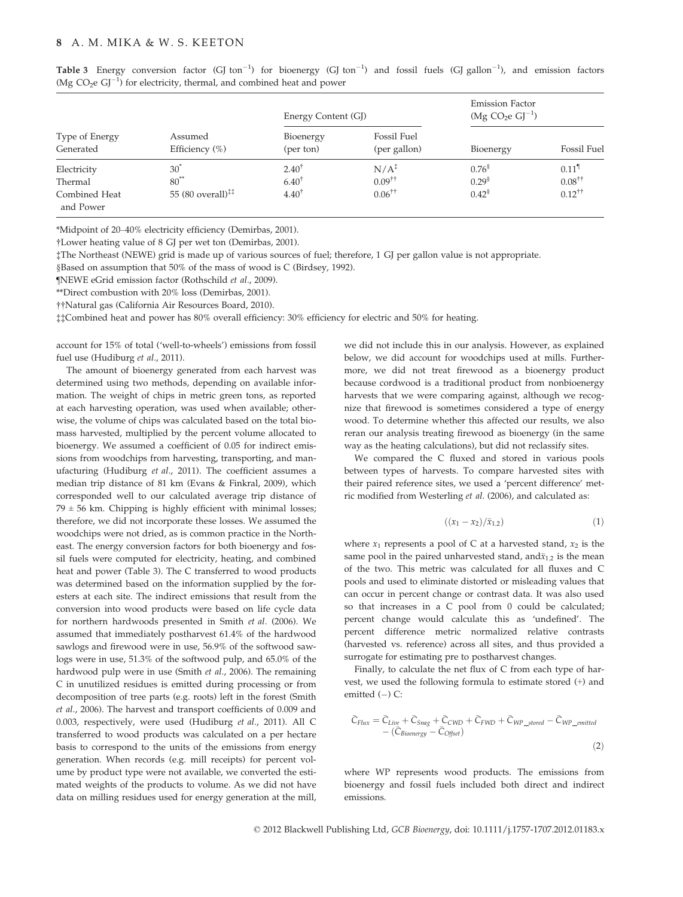**Table 3** Energy conversion factor (GJ $ton^{-1}$) for bioenergy (GJ $ton^{-1}$) and fossil fuels (GJ $gallon^{-1}$), and emission factors (Mg $CO_2$e $GJ^{-1}$) for electricity, thermal, and combined heat and power

| Type of Energy Generated | Assumed Efficiency (%) | Energy Content (GJ) | | Emission Factor (Mg $CO_2$e $GJ^{-1}$) | |
|---|---|---|---|---|---|
| | | Bioenergy (per ton) | Fossil Fuel (per gallon) | Bioenergy | Fossil Fuel |
| Electricity | 30* | 2.40† | N/A‡ | 0.76§ | 0.11¶ |
| Thermal | 80** | 6.40† | 0.09†† | 0.29§ | 0.08†† |
| Combined Heat and Power | 55 (80 overall)‡‡ | 4.40† | 0.06†† | 0.42§ | 0.12†† |

*Midpoint of 20–40% electricity efficiency (Demirbas, 2001).

†Lower heating value of 8 GJ per wet ton (Demirbas, 2001).

‡The Northeast (NEWE) grid is made up of various sources of fuel; therefore, 1 GJ per gallon value is not appropriate.

§Based on assumption that 50% of the mass of wood is C (Birdsey, 1992).

¶NEWE eGrid emission factor (Rothschild *et al.*, 2009).

**Direct combustion with 20% loss (Demirbas, 2001).

††Natural gas (California Air Resources Board, 2010).

‡‡Combined heat and power has 80% overall efficiency: 30% efficiency for electric and 50% for heating.

account for 15% of total ('well-to-wheels') emissions from fossil fuel use (Hudiburg *et al.*, 2011).

The amount of bioenergy generated from each harvest was determined using two methods, depending on available information. The weight of chips in metric green tons, as reported at each harvesting operation, was used when available; otherwise, the volume of chips was calculated based on the total biomass harvested, multiplied by the percent volume allocated to bioenergy. We assumed a coefficient of 0.05 for indirect emissions from woodchips from harvesting, transporting, and manufacturing (Hudiburg *et al.*, 2011). The coefficient assumes a median trip distance of 81 km (Evans & Finkral, 2009), which corresponded well to our calculated average trip distance of 79 ± 56 km. Chipping is highly efficient with minimal losses; therefore, we did not incorporate these losses. We assumed the woodchips were not dried, as is common practice in the Northeast. The energy conversion factors for both bioenergy and fossil fuels were computed for electricity, heating, and combined heat and power (Table 3). The C transferred to wood products was determined based on the information supplied by the foresters at each site. The indirect emissions that result from the conversion into wood products were based on life cycle data for northern hardwoods presented in Smith *et al.* (2006). We assumed that immediately postharvest 61.4% of the hardwood sawlogs and firewood were in use, 56.9% of the softwood sawlogs were in use, 51.3% of the softwood pulp, and 65.0% of the hardwood pulp were in use (Smith *et al.*, 2006). The remaining C in unutilized residues is emitted during processing or from decomposition of tree parts (e.g. roots) left in the forest (Smith *et al.*, 2006). The harvest and transport coefficients of 0.009 and 0.003, respectively, were used (Hudiburg *et al.*, 2011). All C transferred to wood products was calculated on a per hectare basis to correspond to the units of the emissions from energy generation. When records (e.g. mill receipts) for percent volume by product type were not available, we converted the estimated weights of the products to volume. As we did not have data on milling residues used for energy generation at the mill, we did not include this in our analysis. However, as explained below, we did account for woodchips used at mills. Furthermore, we did not treat firewood as a bioenergy product because cordwood is a traditional product from nonbioenergy harvests that we were comparing against, although we recognize that firewood is sometimes considered a type of energy wood. To determine whether this affected our results, we also reran our analysis treating firewood as bioenergy (in the same way as the heating calculations), but did not reclassify sites.

We compared the C fluxed and stored in various pools between types of harvests. To compare harvested sites with their paired reference sites, we used a 'percent difference' metric modified from Westerling *et al.* (2006), and calculated as:

$$((x_1 - x_2)/\bar{x}_{1,2}) \tag{1}$$

where $x_1$ represents a pool of C at a harvested stand, $x_2$ is the same pool in the paired unharvested stand, and $\bar{x}_{1,2}$ is the mean of the two. This metric was calculated for all fluxes and C pools and used to eliminate distorted or misleading values that can occur in percent change or contrast data. It was also used so that increases in a C pool from 0 could be calculated; percent change would calculate this as 'undefined'. The percent difference metric normalized relative contrasts (harvested vs. reference) across all sites, and thus provided a surrogate for estimating pre to postharvest changes.

Finally, to calculate the net flux of C from each type of harvest, we used the following formula to estimate stored (+) and emitted (−) C:

$$\bar{C}_{Flux} = \bar{C}_{Live} + \bar{C}_{Snag} + \bar{C}_{CWD} + \bar{C}_{FWD} + \bar{C}_{WP\_stored} - \bar{C}_{WP\_emitted} - (\bar{C}_{Bioenergy} - \bar{C}_{Offset}) \tag{2}$$

where WP represents wood products. The emissions from bioenergy and fossil fuels included both direct and indirect emissions.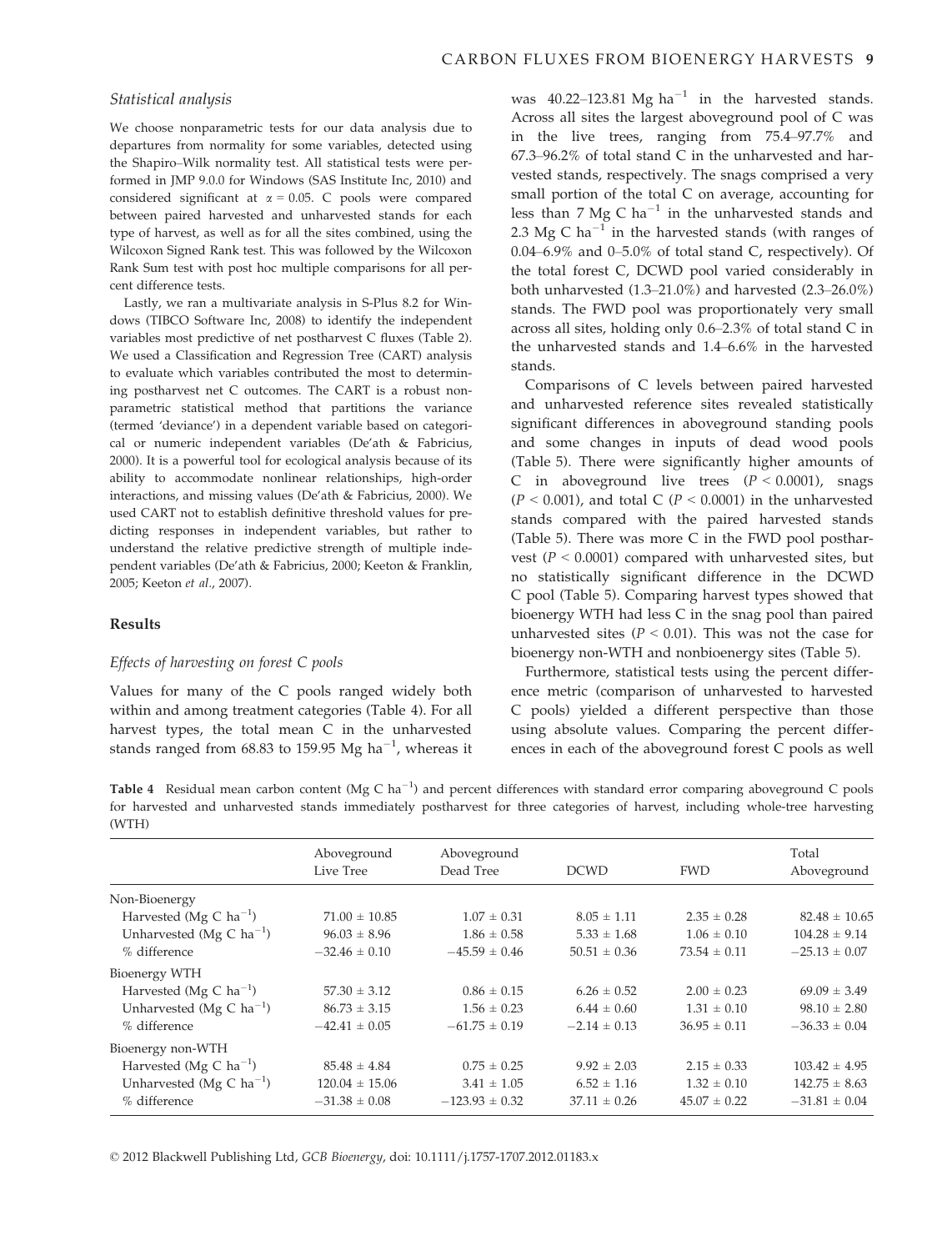### Statistical analysis

We choose nonparametric tests for our data analysis due to departures from normality for some variables, detected using the Shapiro–Wilk normality test. All statistical tests were performed in JMP 9.0.0 for Windows (SAS Institute Inc, 2010) and considered significant at $\alpha = 0.05$. C pools were compared between paired harvested and unharvested stands for each type of harvest, as well as for all the sites combined, using the Wilcoxon Signed Rank test. This was followed by the Wilcoxon Rank Sum test with post hoc multiple comparisons for all percent difference tests.

Lastly, we ran a multivariate analysis in S-Plus 8.2 for Windows (TIBCO Software Inc, 2008) to identify the independent variables most predictive of net postharvest C fluxes (Table 2). We used a Classification and Regression Tree (CART) analysis to evaluate which variables contributed the most to determining postharvest net C outcomes. The CART is a robust nonparametric statistical method that partitions the variance (termed 'deviance') in a dependent variable based on categorical or numeric independent variables (De'ath & Fabricius, 2000). It is a powerful tool for ecological analysis because of its ability to accommodate nonlinear relationships, high-order interactions, and missing values (De'ath & Fabricius, 2000). We used CART not to establish definitive threshold values for predicting responses in independent variables, but rather to understand the relative predictive strength of multiple independent variables (De'ath & Fabricius, 2000; Keeton & Franklin, 2005; Keeton *et al.*, 2007).

## Results

### Effects of harvesting on forest C pools

Values for many of the C pools ranged widely both within and among treatment categories (Table 4). For all harvest types, the total mean C in the unharvested stands ranged from 68.83 to 159.95 Mg ha$^{-1}$, whereas it was 40.22–123.81 Mg ha$^{-1}$ in the harvested stands. Across all sites the largest aboveground pool of C was in the live trees, ranging from 75.4–97.7% and 67.3–96.2% of total stand C in the unharvested and harvested stands, respectively. The snags comprised a very small portion of the total C on average, accounting for less than 7 Mg C ha$^{-1}$ in the unharvested stands and 2.3 Mg C ha$^{-1}$ in the harvested stands (with ranges of 0.04–6.9% and 0–5.0% of total stand C, respectively). Of the total forest C, DCWD pool varied considerably in both unharvested (1.3–21.0%) and harvested (2.3–26.0%) stands. The FWD pool was proportionately very small across all sites, holding only 0.6–2.3% of total stand C in the unharvested stands and 1.4–6.6% in the harvested stands.

Comparisons of C levels between paired harvested and unharvested reference sites revealed statistically significant differences in aboveground standing pools and some changes in inputs of dead wood pools (Table 5). There were significantly higher amounts of C in aboveground live trees ($P < 0.0001$), snags ($P < 0.001$), and total C ($P < 0.0001$) in the unharvested stands compared with the paired harvested stands (Table 5). There was more C in the FWD pool postharvest ($P < 0.0001$) compared with unharvested sites, but no statistically significant difference in the DCWD C pool (Table 5). Comparing harvest types showed that bioenergy WTH had less C in the snag pool than paired unharvested sites ($P < 0.01$). This was not the case for bioenergy non-WTH and nonbioenergy sites (Table 5).

Furthermore, statistical tests using the percent difference metric (comparison of unharvested to harvested C pools) yielded a different perspective than those using absolute values. Comparing the percent differences in each of the aboveground forest C pools as well

**Table 4** Residual mean carbon content (Mg C ha$^{-1}$) and percent differences with standard error comparing aboveground C pools for harvested and unharvested stands immediately postharvest for three categories of harvest, including whole-tree harvesting (WTH)

| | Aboveground Live Tree | Aboveground Dead Tree | DCWD | FWD | Total Aboveground |
|---|---|---|---|---|---|
| Non-Bioenergy | | | | | |
| Harvested (Mg C ha$^{-1}$) | 71.00 ± 10.85 | 1.07 ± 0.31 | 8.05 ± 1.11 | 2.35 ± 0.28 | 82.48 ± 10.65 |
| Unharvested (Mg C ha$^{-1}$) | 96.03 ± 8.96 | 1.86 ± 0.58 | 5.33 ± 1.68 | 1.06 ± 0.10 | 104.28 ± 9.14 |
| % difference | −32.46 ± 0.10 | −45.59 ± 0.46 | 50.51 ± 0.36 | 73.54 ± 0.11 | −25.13 ± 0.07 |
| Bioenergy WTH | | | | | |
| Harvested (Mg C ha$^{-1}$) | 57.30 ± 3.12 | 0.86 ± 0.15 | 6.26 ± 0.52 | 2.00 ± 0.23 | 69.09 ± 3.49 |
| Unharvested (Mg C ha$^{-1}$) | 86.73 ± 3.15 | 1.56 ± 0.23 | 6.44 ± 0.60 | 1.31 ± 0.10 | 98.10 ± 2.80 |
| % difference | −42.41 ± 0.05 | −61.75 ± 0.19 | −2.14 ± 0.13 | 36.95 ± 0.11 | −36.33 ± 0.04 |
| Bioenergy non-WTH | | | | | |
| Harvested (Mg C ha$^{-1}$) | 85.48 ± 4.84 | 0.75 ± 0.25 | 9.92 ± 2.03 | 2.15 ± 0.33 | 103.42 ± 4.95 |
| Unharvested (Mg C ha$^{-1}$) | 120.04 ± 15.06 | 3.41 ± 1.05 | 6.52 ± 1.16 | 1.32 ± 0.10 | 142.75 ± 8.63 |
| % difference | −31.38 ± 0.08 | −123.93 ± 0.32 | 37.11 ± 0.26 | 45.07 ± 0.22 | −31.81 ± 0.04 |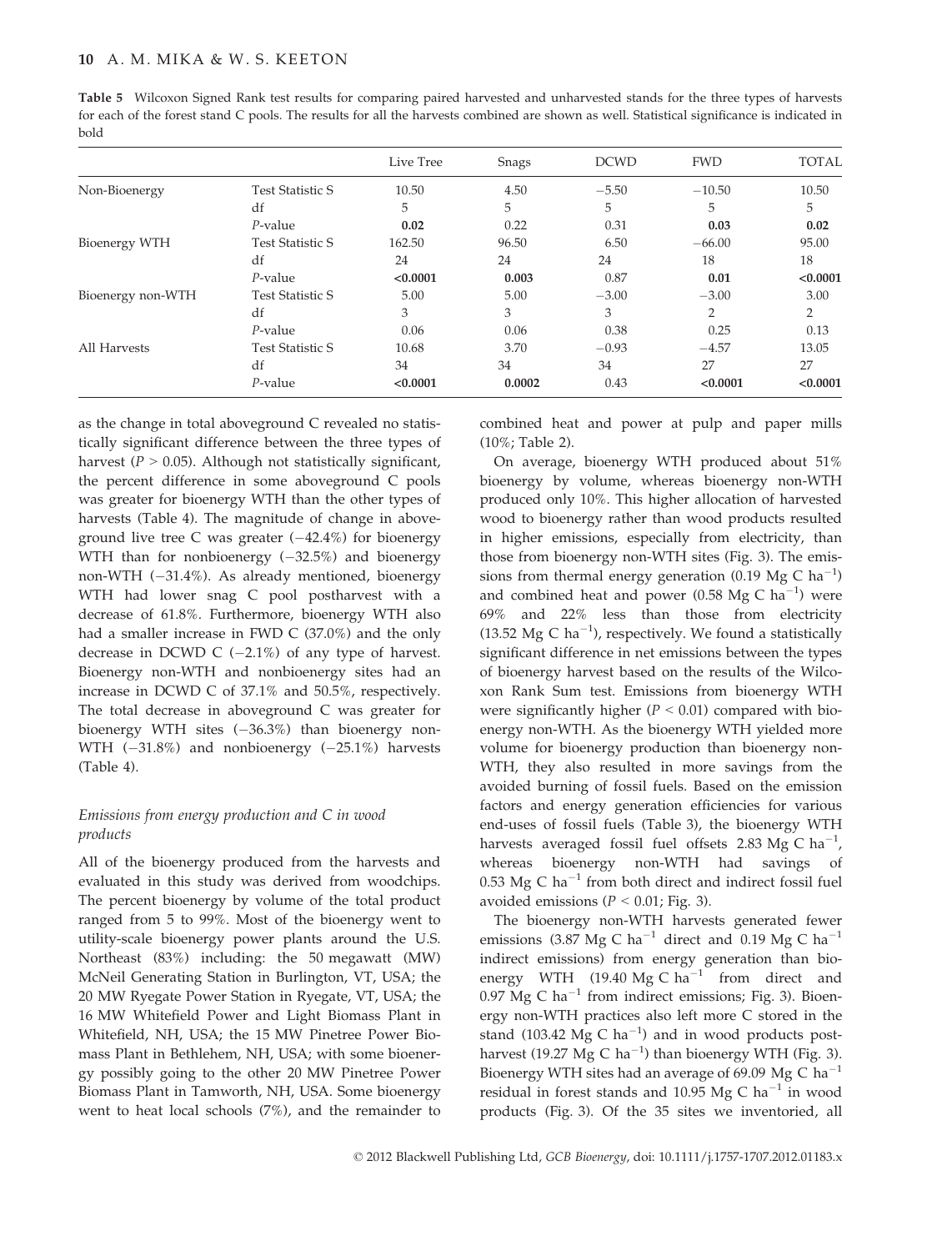**Table 5** Wilcoxon Signed Rank test results for comparing paired harvested and unharvested stands for the three types of harvests for each of the forest stand C pools. The results for all the harvests combined are shown as well. Statistical significance is indicated in bold

| | | Live Tree | Snags | DCWD | FWD | TOTAL |
|---|---|---|---|---|---|---|
| Non-Bioenergy | Test Statistic S | 10.50 | 4.50 | −5.50 | −10.50 | 10.50 |
| | df | 5 | 5 | 5 | 5 | 5 |
| | *P*-value | **0.02** | 0.22 | 0.31 | **0.03** | **0.02** |
| Bioenergy WTH | Test Statistic S | 162.50 | 96.50 | 6.50 | −66.00 | 95.00 |
| | df | 24 | 24 | 24 | 18 | 18 |
| | *P*-value | **<0.0001** | **0.003** | 0.87 | **0.01** | **<0.0001** |
| Bioenergy non-WTH | Test Statistic S | 5.00 | 5.00 | −3.00 | −3.00 | 3.00 |
| | df | 3 | 3 | 3 | 2 | 2 |
| | *P*-value | 0.06 | 0.06 | 0.38 | 0.25 | 0.13 |
| All Harvests | Test Statistic S | 10.68 | 3.70 | −0.93 | −4.57 | 13.05 |
| | df | 34 | 34 | 34 | 27 | 27 |
| | *P*-value | **<0.0001** | **0.0002** | 0.43 | **<0.0001** | **<0.0001** |

as the change in total aboveground C revealed no statistically significant difference between the three types of harvest ($P > 0.05$). Although not statistically significant, the percent difference in some aboveground C pools was greater for bioenergy WTH than the other types of harvests (Table 4). The magnitude of change in aboveground live tree C was greater (−42.4%) for bioenergy WTH than for nonbioenergy (−32.5%) and bioenergy non-WTH (−31.4%). As already mentioned, bioenergy WTH had lower snag C pool postharvest with a decrease of 61.8%. Furthermore, bioenergy WTH also had a smaller increase in FWD C (37.0%) and the only decrease in DCWD C (−2.1%) of any type of harvest. Bioenergy non-WTH and nonbioenergy sites had an increase in DCWD C of 37.1% and 50.5%, respectively. The total decrease in aboveground C was greater for bioenergy WTH sites (−36.3%) than bioenergy non-WTH (−31.8%) and nonbioenergy (−25.1%) harvests (Table 4).

### *Emissions from energy production and C in wood products*

All of the bioenergy produced from the harvests and evaluated in this study was derived from woodchips. The percent bioenergy by volume of the total product ranged from 5 to 99%. Most of the bioenergy went to utility-scale bioenergy power plants around the U.S. Northeast (83%) including: the 50 megawatt (MW) McNeil Generating Station in Burlington, VT, USA; the 20 MW Ryegate Power Station in Ryegate, VT, USA; the 16 MW Whitefield Power and Light Biomass Plant in Whitefield, NH, USA; the 15 MW Pinetree Power Biomass Plant in Bethlehem, NH, USA; with some bioenergy possibly going to the other 20 MW Pinetree Power Biomass Plant in Tamworth, NH, USA. Some bioenergy went to heat local schools (7%), and the remainder to combined heat and power at pulp and paper mills (10%; Table 2).

On average, bioenergy WTH produced about 51% bioenergy by volume, whereas bioenergy non-WTH produced only 10%. This higher allocation of harvested wood to bioenergy rather than wood products resulted in higher emissions, especially from electricity, than those from bioenergy non-WTH sites (Fig. 3). The emissions from thermal energy generation (0.19 Mg C ha$^{-1}$) and combined heat and power (0.58 Mg C ha$^{-1}$) were 69% and 22% less than those from electricity (13.52 Mg C ha$^{-1}$), respectively. We found a statistically significant difference in net emissions between the types of bioenergy harvest based on the results of the Wilcoxon Rank Sum test. Emissions from bioenergy WTH were significantly higher ($P < 0.01$) compared with bioenergy non-WTH. As the bioenergy WTH yielded more volume for bioenergy production than bioenergy non-WTH, they also resulted in more savings from the avoided burning of fossil fuels. Based on the emission factors and energy generation efficiencies for various end-uses of fossil fuels (Table 3), the bioenergy WTH harvests averaged fossil fuel offsets 2.83 Mg C ha$^{-1}$, whereas bioenergy non-WTH had savings of 0.53 Mg C ha$^{-1}$ from both direct and indirect fossil fuel avoided emissions ($P < 0.01$; Fig. 3).

The bioenergy non-WTH harvests generated fewer emissions (3.87 Mg C ha$^{-1}$ direct and 0.19 Mg C ha$^{-1}$ indirect emissions) from energy generation than bioenergy WTH (19.40 Mg C ha$^{-1}$ from direct and 0.97 Mg C ha$^{-1}$ from indirect emissions; Fig. 3). Bioenergy non-WTH practices also left more C stored in the stand (103.42 Mg C ha$^{-1}$) and in wood products postharvest (19.27 Mg C ha$^{-1}$) than bioenergy WTH (Fig. 3). Bioenergy WTH sites had an average of 69.09 Mg C ha$^{-1}$ residual in forest stands and 10.95 Mg C ha$^{-1}$ in wood products (Fig. 3). Of the 35 sites we inventoried, all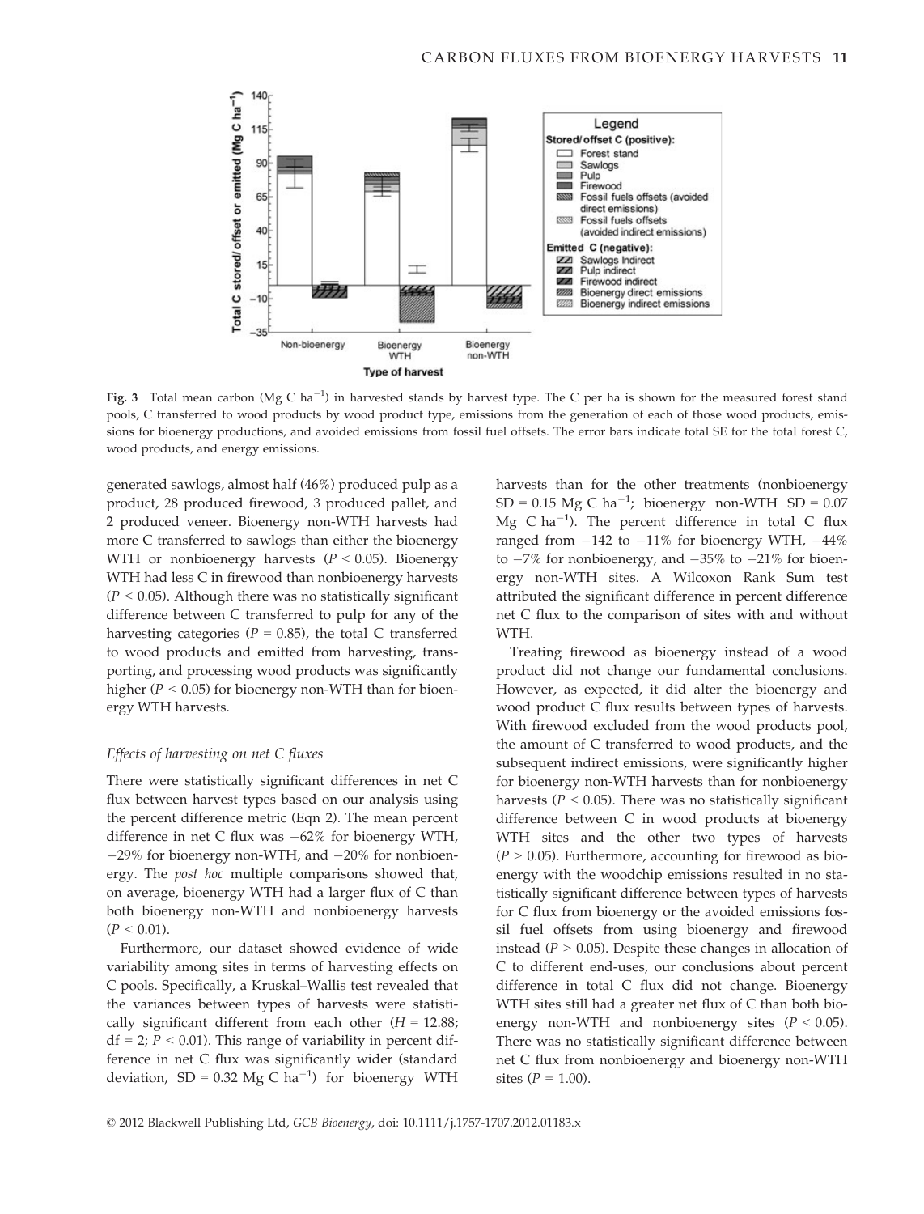Fig. 3 Total mean carbon (Mg C $ha^{-1}$) in harvested stands by harvest type. The C per ha is shown for the measured forest stand pools, C transferred to wood products by wood product type, emissions from the generation of each of those wood products, emissions for bioenergy productions, and avoided emissions from fossil fuel offsets. The error bars indicate total SE for the total forest C, wood products, and energy emissions.

generated sawlogs, almost half (46%) produced pulp as a product, 28 produced firewood, 3 produced pallet, and 2 produced veneer. Bioenergy non-WTH harvests had more C transferred to sawlogs than either the bioenergy WTH or nonbioenergy harvests ($P < 0.05$). Bioenergy WTH had less C in firewood than nonbioenergy harvests ($P < 0.05$). Although there was no statistically significant difference between C transferred to pulp for any of the harvesting categories ($P = 0.85$), the total C transferred to wood products and emitted from harvesting, transporting, and processing wood products was significantly higher ($P < 0.05$) for bioenergy non-WTH than for bioenergy WTH harvests.

### Effects of harvesting on net C fluxes

There were statistically significant differences in net C flux between harvest types based on our analysis using the percent difference metric (Eqn 2). The mean percent difference in net C flux was −62% for bioenergy WTH, −29% for bioenergy non-WTH, and −20% for nonbioenergy. The *post hoc* multiple comparisons showed that, on average, bioenergy WTH had a larger flux of C than both bioenergy non-WTH and nonbioenergy harvests ($P < 0.01$).

Furthermore, our dataset showed evidence of wide variability among sites in terms of harvesting effects on C pools. Specifically, a Kruskal–Wallis test revealed that the variances between types of harvests were statistically significant different from each other ($H = 12.88$; df = 2; $P < 0.01$). This range of variability in percent difference in net C flux was significantly wider (standard deviation, SD = 0.32 Mg C $ha^{-1}$) for bioenergy WTH harvests than for the other treatments (nonbioenergy SD = 0.15 Mg C $ha^{-1}$; bioenergy non-WTH SD = 0.07 Mg C $ha^{-1}$). The percent difference in total C flux ranged from −142 to −11% for bioenergy WTH, −44% to −7% for nonbioenergy, and −35% to −21% for bioenergy non-WTH sites. A Wilcoxon Rank Sum test attributed the significant difference in percent difference net C flux to the comparison of sites with and without WTH.

Treating firewood as bioenergy instead of a wood product did not change our fundamental conclusions. However, as expected, it did alter the bioenergy and wood product C flux results between types of harvests. With firewood excluded from the wood products pool, the amount of C transferred to wood products, and the subsequent indirect emissions, were significantly higher for bioenergy non-WTH harvests than for nonbioenergy harvests ($P < 0.05$). There was no statistically significant difference between C in wood products at bioenergy WTH sites and the other two types of harvests ($P > 0.05$). Furthermore, accounting for firewood as bioenergy with the woodchip emissions resulted in no statistically significant difference between types of harvests for C flux from bioenergy or the avoided emissions fossil fuel offsets from using bioenergy and firewood instead ($P > 0.05$). Despite these changes in allocation of C to different end-uses, our conclusions about percent difference in total C flux did not change. Bioenergy WTH sites still had a greater net flux of C than both bioenergy non-WTH and nonbioenergy sites ($P < 0.05$). There was no statistically significant difference between net C flux from nonbioenergy and bioenergy non-WTH sites ($P = 1.00$).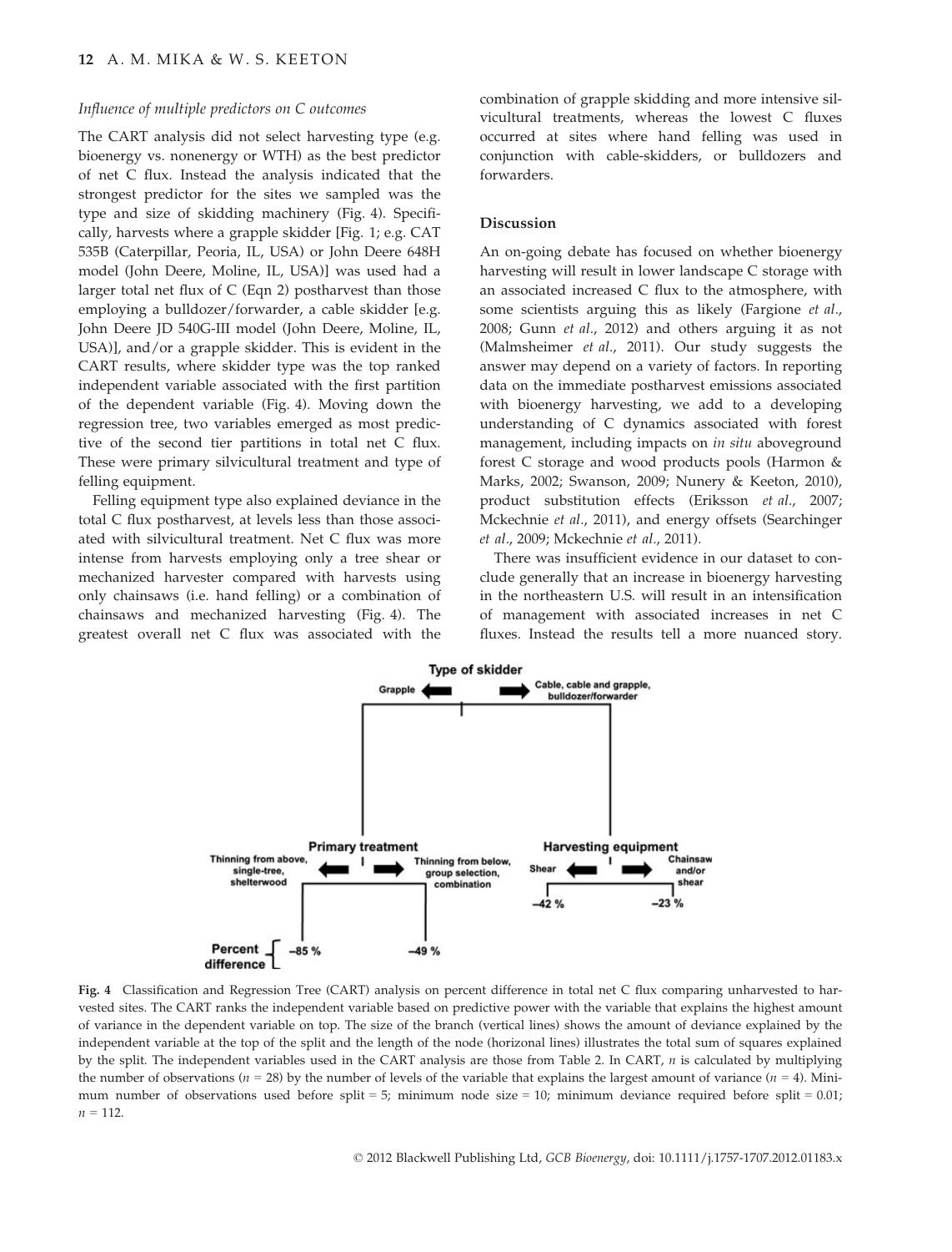*Influence of multiple predictors on C outcomes*

The CART analysis did not select harvesting type (e.g. bioenergy vs. nonenergy or WTH) as the best predictor of net C flux. Instead the analysis indicated that the strongest predictor for the sites we sampled was the type and size of skidding machinery (Fig. 4). Specifically, harvests where a grapple skidder [Fig. 1; e.g. CAT 535B (Caterpillar, Peoria, IL, USA) or John Deere 648H model (John Deere, Moline, IL, USA)] was used had a larger total net flux of C (Eqn 2) postharvest than those employing a bulldozer/forwarder, a cable skidder [e.g. John Deere JD 540G-III model (John Deere, Moline, IL, USA)], and/or a grapple skidder. This is evident in the CART results, where skidder type was the top ranked independent variable associated with the first partition of the dependent variable (Fig. 4). Moving down the regression tree, two variables emerged as most predictive of the second tier partitions in total net C flux. These were primary silvicultural treatment and type of felling equipment.

Felling equipment type also explained deviance in the total C flux postharvest, at levels less than those associated with silvicultural treatment. Net C flux was more intense from harvests employing only a tree shear or mechanized harvester compared with harvests using only chainsaws (i.e. hand felling) or a combination of chainsaws and mechanized harvesting (Fig. 4). The greatest overall net C flux was associated with the combination of grapple skidding and more intensive silvicultural treatments, whereas the lowest C fluxes occurred at sites where hand felling was used in conjunction with cable-skidders, or bulldozers and forwarders.

## Discussion

An on-going debate has focused on whether bioenergy harvesting will result in lower landscape C storage with an associated increased C flux to the atmosphere, with some scientists arguing this as likely (Fargione *et al.*, 2008; Gunn *et al.*, 2012) and others arguing it as not (Malmsheimer *et al.*, 2011). Our study suggests the answer may depend on a variety of factors. In reporting data on the immediate postharvest emissions associated with bioenergy harvesting, we add to a developing understanding of C dynamics associated with forest management, including impacts on *in situ* aboveground forest C storage and wood products pools (Harmon & Marks, 2002; Swanson, 2009; Nunery & Keeton, 2010), product substitution effects (Eriksson *et al.*, 2007; Mckechnie *et al.*, 2011), and energy offsets (Searchinger *et al.*, 2009; Mckechnie *et al.*, 2011).

There was insufficient evidence in our dataset to conclude generally that an increase in bioenergy harvesting in the northeastern U.S. will result in an intensification of management with associated increases in net C fluxes. Instead the results tell a more nuanced story.

**Fig. 4** Classification and Regression Tree (CART) analysis on percent difference in total net C flux comparing unharvested to harvested sites. The CART ranks the independent variable based on predictive power with the variable that explains the highest amount of variance in the dependent variable on top. The size of the branch (vertical lines) shows the amount of deviance explained by the independent variable at the top of the split and the length of the node (horizonal lines) illustrates the total sum of squares explained by the split. The independent variables used in the CART analysis are those from Table 2. In CART, $n$ is calculated by multiplying the number of observations ($n$ = 28) by the number of levels of the variable that explains the largest amount of variance ($n$ = 4). Minimum number of observations used before split = 5; minimum node size = 10; minimum deviance required before split = 0.01; $n$ = 112.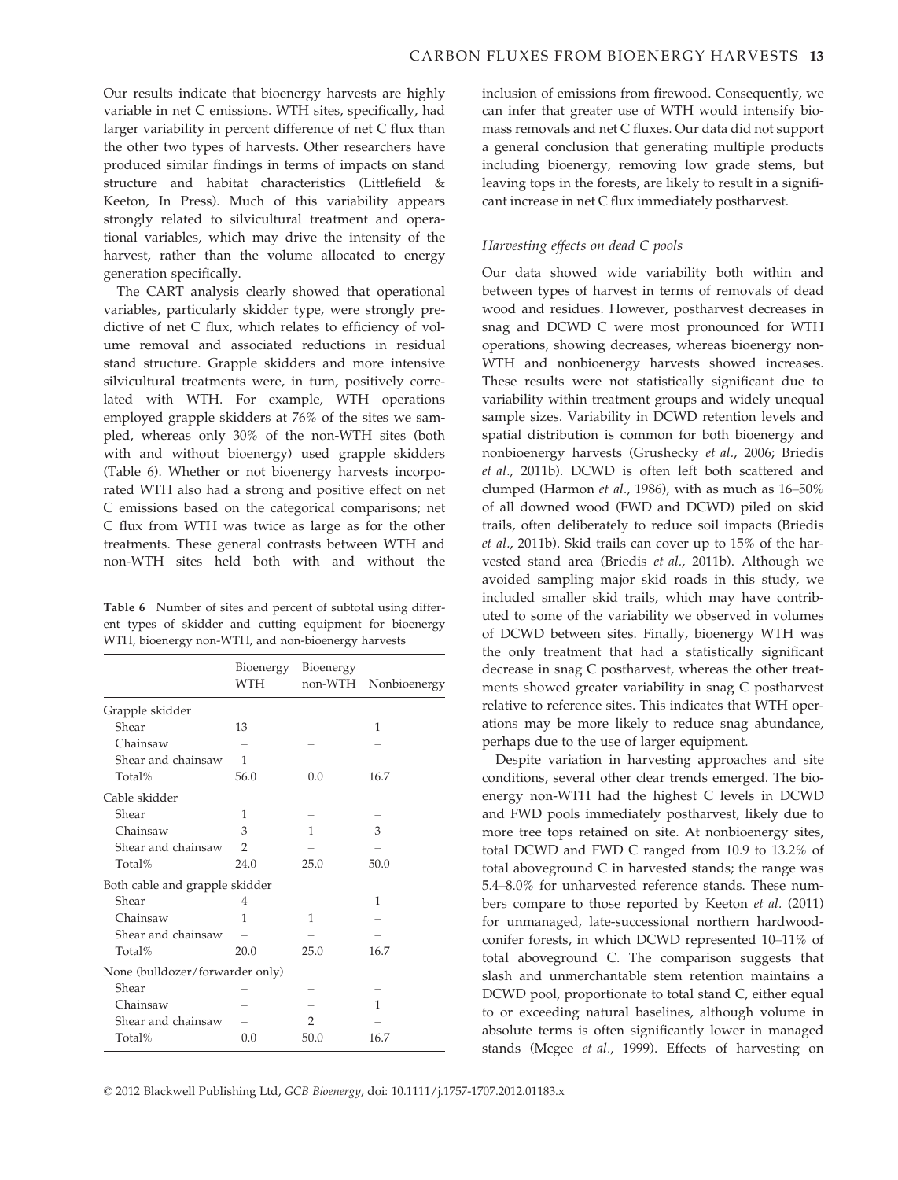Our results indicate that bioenergy harvests are highly variable in net C emissions. WTH sites, specifically, had larger variability in percent difference of net C flux than the other two types of harvests. Other researchers have produced similar findings in terms of impacts on stand structure and habitat characteristics (Littlefield & Keeton, In Press). Much of this variability appears strongly related to silvicultural treatment and operational variables, which may drive the intensity of the harvest, rather than the volume allocated to energy generation specifically.

The CART analysis clearly showed that operational variables, particularly skidder type, were strongly predictive of net C flux, which relates to efficiency of volume removal and associated reductions in residual stand structure. Grapple skidders and more intensive silvicultural treatments were, in turn, positively correlated with WTH. For example, WTH operations employed grapple skidders at 76% of the sites we sampled, whereas only 30% of the non-WTH sites (both with and without bioenergy) used grapple skidders (Table 6). Whether or not bioenergy harvests incorporated WTH also had a strong and positive effect on net C emissions based on the categorical comparisons; net C flux from WTH was twice as large as for the other treatments. These general contrasts between WTH and non-WTH sites held both with and without the inclusion of emissions from firewood. Consequently, we can infer that greater use of WTH would intensify biomass removals and net C fluxes. Our data did not support a general conclusion that generating multiple products including bioenergy, removing low grade stems, but leaving tops in the forests, are likely to result in a significant increase in net C flux immediately postharvest.

**Table 6** Number of sites and percent of subtotal using different types of skidder and cutting equipment for bioenergy WTH, bioenergy non-WTH, and non-bioenergy harvests

| | Bioenergy WTH | Bioenergy non-WTH | Nonbioenergy |
|---|---|---|---|
| Grapple skidder | | | |
| Shear | 13 | – | 1 |
| Chainsaw | – | – | – |
| Shear and chainsaw | 1 | – | – |
| Total% | 56.0 | 0.0 | 16.7 |
| Cable skidder | | | |
| Shear | 1 | – | – |
| Chainsaw | 3 | 1 | 3 |
| Shear and chainsaw | 2 | – | – |
| Total% | 24.0 | 25.0 | 50.0 |
| Both cable and grapple skidder | | | |
| Shear | 4 | – | 1 |
| Chainsaw | 1 | 1 | – |
| Shear and chainsaw | – | – | – |
| Total% | 20.0 | 25.0 | 16.7 |
| None (bulldozer/forwarder only) | | | |
| Shear | – | – | – |
| Chainsaw | – | – | 1 |
| Shear and chainsaw | – | 2 | – |
| Total% | 0.0 | 50.0 | 16.7 |

### *Harvesting effects on dead C pools*

Our data showed wide variability both within and between types of harvest in terms of removals of dead wood and residues. However, postharvest decreases in snag and DCWD C were most pronounced for WTH operations, showing decreases, whereas bioenergy non-WTH and nonbioenergy harvests showed increases. These results were not statistically significant due to variability within treatment groups and widely unequal sample sizes. Variability in DCWD retention levels and spatial distribution is common for both bioenergy and nonbioenergy harvests (Grushecky *et al*., 2006; Briedis *et al*., 2011b). DCWD is often left both scattered and clumped (Harmon *et al*., 1986), with as much as 16–50% of all downed wood (FWD and DCWD) piled on skid trails, often deliberately to reduce soil impacts (Briedis *et al*., 2011b). Skid trails can cover up to 15% of the harvested stand area (Briedis *et al*., 2011b). Although we avoided sampling major skid roads in this study, we included smaller skid trails, which may have contributed to some of the variability we observed in volumes of DCWD between sites. Finally, bioenergy WTH was the only treatment that had a statistically significant decrease in snag C postharvest, whereas the other treatments showed greater variability in snag C postharvest relative to reference sites. This indicates that WTH operations may be more likely to reduce snag abundance, perhaps due to the use of larger equipment.

Despite variation in harvesting approaches and site conditions, several other clear trends emerged. The bioenergy non-WTH had the highest C levels in DCWD and FWD pools immediately postharvest, likely due to more tree tops retained on site. At nonbioenergy sites, total DCWD and FWD C ranged from 10.9 to 13.2% of total aboveground C in harvested stands; the range was 5.4–8.0% for unharvested reference stands. These numbers compare to those reported by Keeton *et al*. (2011) for unmanaged, late-successional northern hardwood-conifer forests, in which DCWD represented 10–11% of total aboveground C. The comparison suggests that slash and unmerchantable stem retention maintains a DCWD pool, proportionate to total stand C, either equal to or exceeding natural baselines, although volume in absolute terms is often significantly lower in managed stands (Mcgee *et al*., 1999). Effects of harvesting on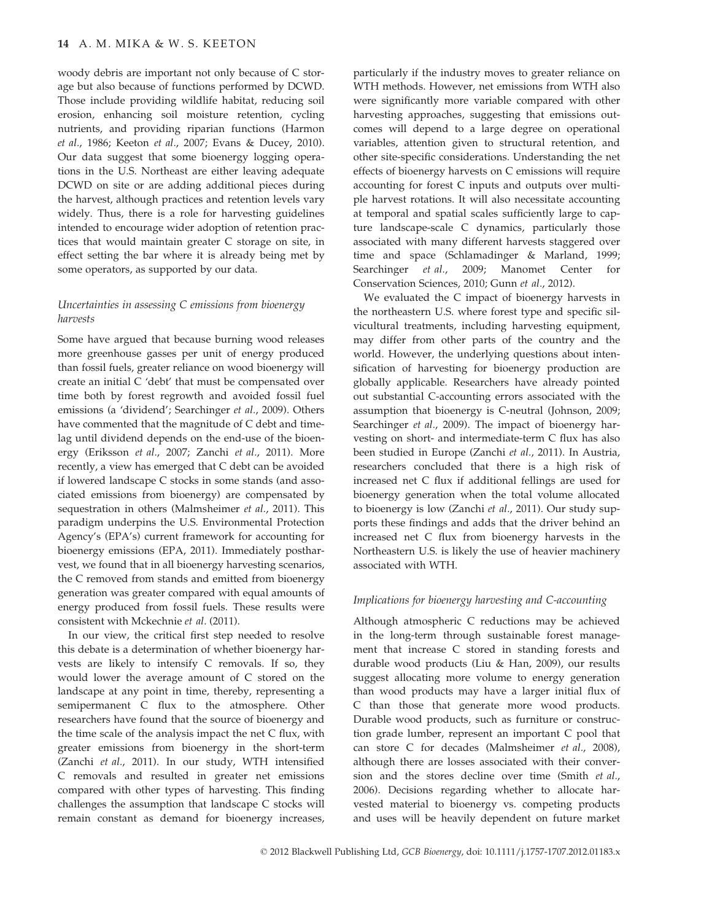woody debris are important not only because of C storage but also because of functions performed by DCWD. Those include providing wildlife habitat, reducing soil erosion, enhancing soil moisture retention, cycling nutrients, and providing riparian functions (Harmon *et al.*, 1986; Keeton *et al.*, 2007; Evans & Ducey, 2010). Our data suggest that some bioenergy logging operations in the U.S. Northeast are either leaving adequate DCWD on site or are adding additional pieces during the harvest, although practices and retention levels vary widely. Thus, there is a role for harvesting guidelines intended to encourage wider adoption of retention practices that would maintain greater C storage on site, in effect setting the bar where it is already being met by some operators, as supported by our data.

### *Uncertainties in assessing C emissions from bioenergy harvests*

Some have argued that because burning wood releases more greenhouse gasses per unit of energy produced than fossil fuels, greater reliance on wood bioenergy will create an initial C 'debt' that must be compensated over time both by forest regrowth and avoided fossil fuel emissions (a 'dividend'; Searchinger *et al.*, 2009). Others have commented that the magnitude of C debt and time-lag until dividend depends on the end-use of the bioenergy (Eriksson *et al.*, 2007; Zanchi *et al.*, 2011). More recently, a view has emerged that C debt can be avoided if lowered landscape C stocks in some stands (and associated emissions from bioenergy) are compensated by sequestration in others (Malmsheimer *et al.*, 2011). This paradigm underpins the U.S. Environmental Protection Agency's (EPA's) current framework for accounting for bioenergy emissions (EPA, 2011). Immediately postharvest, we found that in all bioenergy harvesting scenarios, the C removed from stands and emitted from bioenergy generation was greater compared with equal amounts of energy produced from fossil fuels. These results were consistent with Mckechnie *et al.* (2011).

In our view, the critical first step needed to resolve this debate is a determination of whether bioenergy harvests are likely to intensify C removals. If so, they would lower the average amount of C stored on the landscape at any point in time, thereby, representing a semipermanent C flux to the atmosphere. Other researchers have found that the source of bioenergy and the time scale of the analysis impact the net C flux, with greater emissions from bioenergy in the short-term (Zanchi *et al.*, 2011). In our study, WTH intensified C removals and resulted in greater net emissions compared with other types of harvesting. This finding challenges the assumption that landscape C stocks will remain constant as demand for bioenergy increases, particularly if the industry moves to greater reliance on WTH methods. However, net emissions from WTH also were significantly more variable compared with other harvesting approaches, suggesting that emissions outcomes will depend to a large degree on operational variables, attention given to structural retention, and other site-specific considerations. Understanding the net effects of bioenergy harvests on C emissions will require accounting for forest C inputs and outputs over multiple harvest rotations. It will also necessitate accounting at temporal and spatial scales sufficiently large to capture landscape-scale C dynamics, particularly those associated with many different harvests staggered over time and space (Schlamadinger & Marland, 1999; Searchinger *et al.*, 2009; Manomet Center for Conservation Sciences, 2010; Gunn *et al.*, 2012).

We evaluated the C impact of bioenergy harvests in the northeastern U.S. where forest type and specific silvicultural treatments, including harvesting equipment, may differ from other parts of the country and the world. However, the underlying questions about intensification of harvesting for bioenergy production are globally applicable. Researchers have already pointed out substantial C-accounting errors associated with the assumption that bioenergy is C-neutral (Johnson, 2009; Searchinger *et al.*, 2009). The impact of bioenergy harvesting on short- and intermediate-term C flux has also been studied in Europe (Zanchi *et al.*, 2011). In Austria, researchers concluded that there is a high risk of increased net C flux if additional fellings are used for bioenergy generation when the total volume allocated to bioenergy is low (Zanchi *et al.*, 2011). Our study supports these findings and adds that the driver behind an increased net C flux from bioenergy harvests in the Northeastern U.S. is likely the use of heavier machinery associated with WTH.

### *Implications for bioenergy harvesting and C-accounting*

Although atmospheric C reductions may be achieved in the long-term through sustainable forest management that increase C stored in standing forests and durable wood products (Liu & Han, 2009), our results suggest allocating more volume to energy generation than wood products may have a larger initial flux of C than those that generate more wood products. Durable wood products, such as furniture or construction grade lumber, represent an important C pool that can store C for decades (Malmsheimer *et al.*, 2008), although there are losses associated with their conversion and the stores decline over time (Smith *et al.*, 2006). Decisions regarding whether to allocate harvested material to bioenergy vs. competing products and uses will be heavily dependent on future market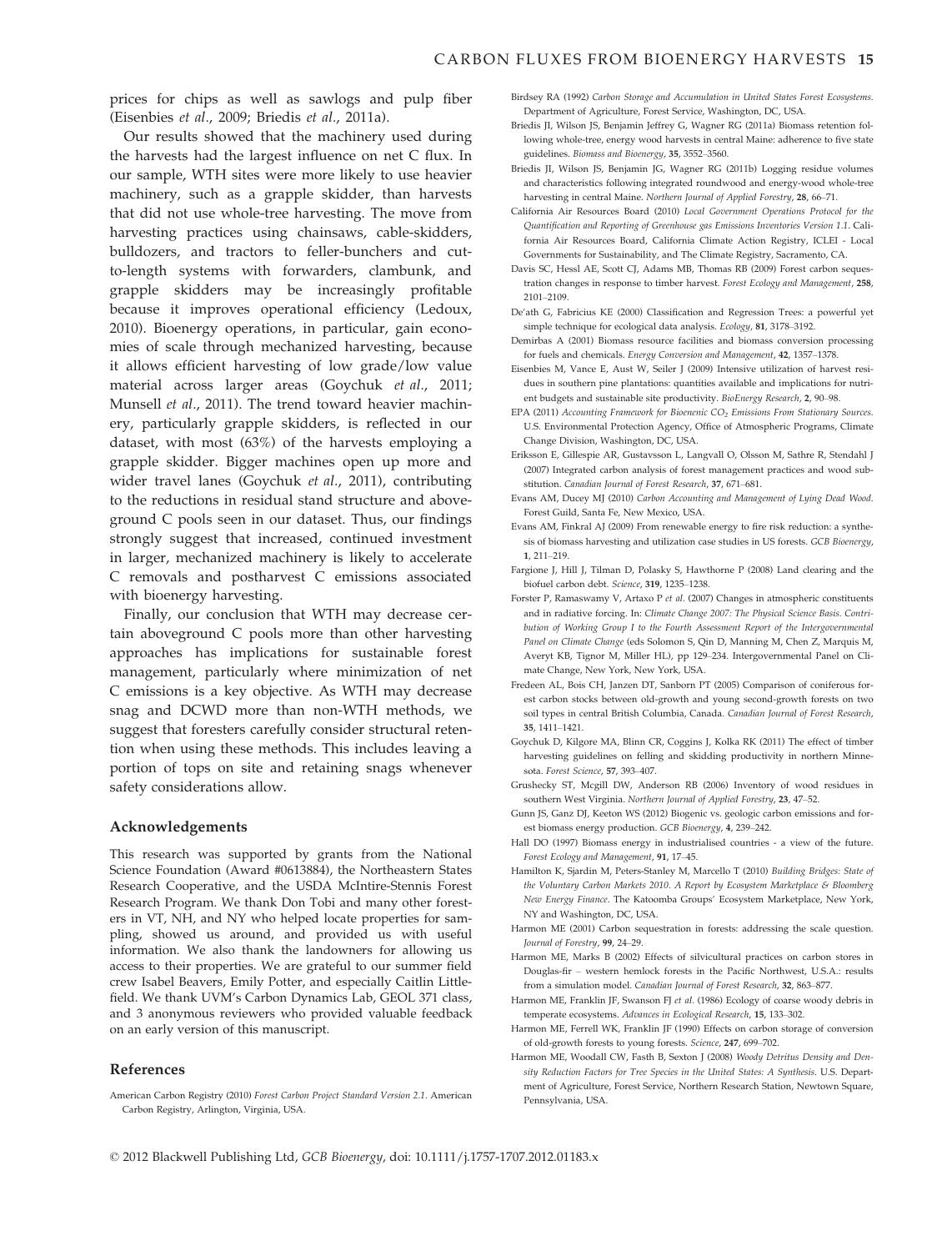prices for chips as well as sawlogs and pulp fiber (Eisenbies *et al*., 2009; Briedis *et al*., 2011a).

Our results showed that the machinery used during the harvests had the largest influence on net C flux. In our sample, WTH sites were more likely to use heavier machinery, such as a grapple skidder, than harvests that did not use whole-tree harvesting. The move from harvesting practices using chainsaws, cable-skidders, bulldozers, and tractors to feller-bunchers and cut-to-length systems with forwarders, clambunk, and grapple skidders may be increasingly profitable because it improves operational efficiency (Ledoux, 2010). Bioenergy operations, in particular, gain economies of scale through mechanized harvesting, because it allows efficient harvesting of low grade/low value material across larger areas (Goychuk *et al*., 2011; Munsell *et al*., 2011). The trend toward heavier machinery, particularly grapple skidders, is reflected in our dataset, with most (63%) of the harvests employing a grapple skidder. Bigger machines open up more and wider travel lanes (Goychuk *et al*., 2011), contributing to the reductions in residual stand structure and aboveground C pools seen in our dataset. Thus, our findings strongly suggest that increased, continued investment in larger, mechanized machinery is likely to accelerate C removals and postharvest C emissions associated with bioenergy harvesting.

Finally, our conclusion that WTH may decrease certain aboveground C pools more than other harvesting approaches has implications for sustainable forest management, particularly where minimization of net C emissions is a key objective. As WTH may decrease snag and DCWD more than non-WTH methods, we suggest that foresters carefully consider structural retention when using these methods. This includes leaving a portion of tops on site and retaining snags whenever safety considerations allow.

## Acknowledgements

This research was supported by grants from the National Science Foundation (Award #0613884), the Northeastern States Research Cooperative, and the USDA McIntire-Stennis Forest Research Program. We thank Don Tobi and many other foresters in VT, NH, and NY who helped locate properties for sampling, showed us around, and provided us with useful information. We also thank the landowners for allowing us access to their properties. We are grateful to our summer field crew Isabel Beavers, Emily Potter, and especially Caitlin Littlefield. We thank UVM's Carbon Dynamics Lab, GEOL 371 class, and 3 anonymous reviewers who provided valuable feedback on an early version of this manuscript.

## References

American Carbon Registry (2010) *Forest Carbon Project Standard Version 2.1*. American Carbon Registry, Arlington, Virginia, USA.

Birdsey RA (1992) *Carbon Storage and Accumulation in United States Forest Ecosystems*. Department of Agriculture, Forest Service, Washington, DC, USA.

Briedis JI, Wilson JS, Benjamin Jeffrey G, Wagner RG (2011a) Biomass retention following whole-tree, energy wood harvests in central Maine: adherence to five state guidelines. *Biomass and Bioenergy*, **35**, 3552–3560.

Briedis JI, Wilson JS, Benjamin JG, Wagner RG (2011b) Logging residue volumes and characteristics following integrated roundwood and energy-wood whole-tree harvesting in central Maine. *Northern Journal of Applied Forestry*, **28**, 66–71.

California Air Resources Board (2010) *Local Government Operations Protocol for the Quantification and Reporting of Greenhouse gas Emissions Inventories Version 1.1*. California Air Resources Board, California Climate Action Registry, ICLEI - Local Governments for Sustainability, and The Climate Registry, Sacramento, CA.

Davis SC, Hessl AE, Scott CJ, Adams MB, Thomas RB (2009) Forest carbon sequestration changes in response to timber harvest. *Forest Ecology and Management*, **258**, 2101–2109.

De'ath G, Fabricius KE (2000) Classification and Regression Trees: a powerful yet simple technique for ecological data analysis. *Ecology*, **81**, 3178–3192.

Demirbas A (2001) Biomass resource facilities and biomass conversion processing for fuels and chemicals. *Energy Conversion and Management*, **42**, 1357–1378.

Eisenbies M, Vance E, Aust W, Seiler J (2009) Intensive utilization of harvest residues in southern pine plantations: quantities available and implications for nutrient budgets and sustainable site productivity. *BioEnergy Research*, **2**, 90–98.

EPA (2011) *Accounting Framework for Bioenenic $CO_2$ Emissions From Stationary Sources*. U.S. Environmental Protection Agency, Office of Atmospheric Programs, Climate Change Division, Washington, DC, USA.

Eriksson E, Gillespie AR, Gustavsson L, Langvall O, Olsson M, Sathre R, Stendahl J (2007) Integrated carbon analysis of forest management practices and wood substitution. *Canadian Journal of Forest Research*, **37**, 671–681.

Evans AM, Ducey MJ (2010) *Carbon Accounting and Management of Lying Dead Wood*. Forest Guild, Santa Fe, New Mexico, USA.

Evans AM, Finkral AJ (2009) From renewable energy to fire risk reduction: a synthesis of biomass harvesting and utilization case studies in US forests. *GCB Bioenergy*, **1**, 211–219.

Fargione J, Hill J, Tilman D, Polasky S, Hawthorne P (2008) Land clearing and the biofuel carbon debt. *Science*, **319**, 1235–1238.

Forster P, Ramaswamy V, Artaxo P *et al*. (2007) Changes in atmospheric constituents and in radiative forcing. In: *Climate Change 2007: The Physical Science Basis. Contribution of Working Group I to the Fourth Assessment Report of the Intergovernmental Panel on Climate Change* (eds Solomon S, Qin D, Manning M, Chen Z, Marquis M, Averyt KB, Tignor M, Miller HL), pp 129–234. Intergovernmental Panel on Climate Change, New York, New York, USA.

Fredeen AL, Bois CH, Janzen DT, Sanborn PT (2005) Comparison of coniferous forest carbon stocks between old-growth and young second-growth forests on two soil types in central British Columbia, Canada. *Canadian Journal of Forest Research*, **35**, 1411–1421.

Goychuk D, Kilgore MA, Blinn CR, Coggins J, Kolka RK (2011) The effect of timber harvesting guidelines on felling and skidding productivity in northern Minnesota. *Forest Science*, **57**, 393–407.

Grushecky ST, Mcgill DW, Anderson RB (2006) Inventory of wood residues in southern West Virginia. *Northern Journal of Applied Forestry*, **23**, 47–52.

Gunn JS, Ganz DJ, Keeton WS (2012) Biogenic vs. geologic carbon emissions and forest biomass energy production. *GCB Bioenergy*, **4**, 239–242.

Hall DO (1997) Biomass energy in industrialised countries - a view of the future. *Forest Ecology and Management*, **91**, 17–45.

Hamilton K, Sjardin M, Peters-Stanley M, Marcello T (2010) *Building Bridges: State of the Voluntary Carbon Markets 2010. A Report by Ecosystem Marketplace & Bloomberg New Energy Finance*. The Katoomba Groups' Ecosystem Marketplace, New York, NY and Washington, DC, USA.

Harmon ME (2001) Carbon sequestration in forests: addressing the scale question. *Journal of Forestry*, **99**, 24–29.

Harmon ME, Marks B (2002) Effects of silvicultural practices on carbon stores in Douglas-fir – western hemlock forests in the Pacific Northwest, U.S.A.: results from a simulation model. *Canadian Journal of Forest Research*, **32**, 863–877.

Harmon ME, Franklin JF, Swanson FJ *et al*. (1986) Ecology of coarse woody debris in temperate ecosystems. *Advances in Ecological Research*, **15**, 133–302.

Harmon ME, Ferrell WK, Franklin JF (1990) Effects on carbon storage of conversion of old-growth forests to young forests. *Science*, **247**, 699–702.

Harmon ME, Woodall CW, Fasth B, Sexton J (2008) *Woody Detritus Density and Density Reduction Factors for Tree Species in the United States: A Synthesis*. U.S. Department of Agriculture, Forest Service, Northern Research Station, Newtown Square, Pennsylvania, USA.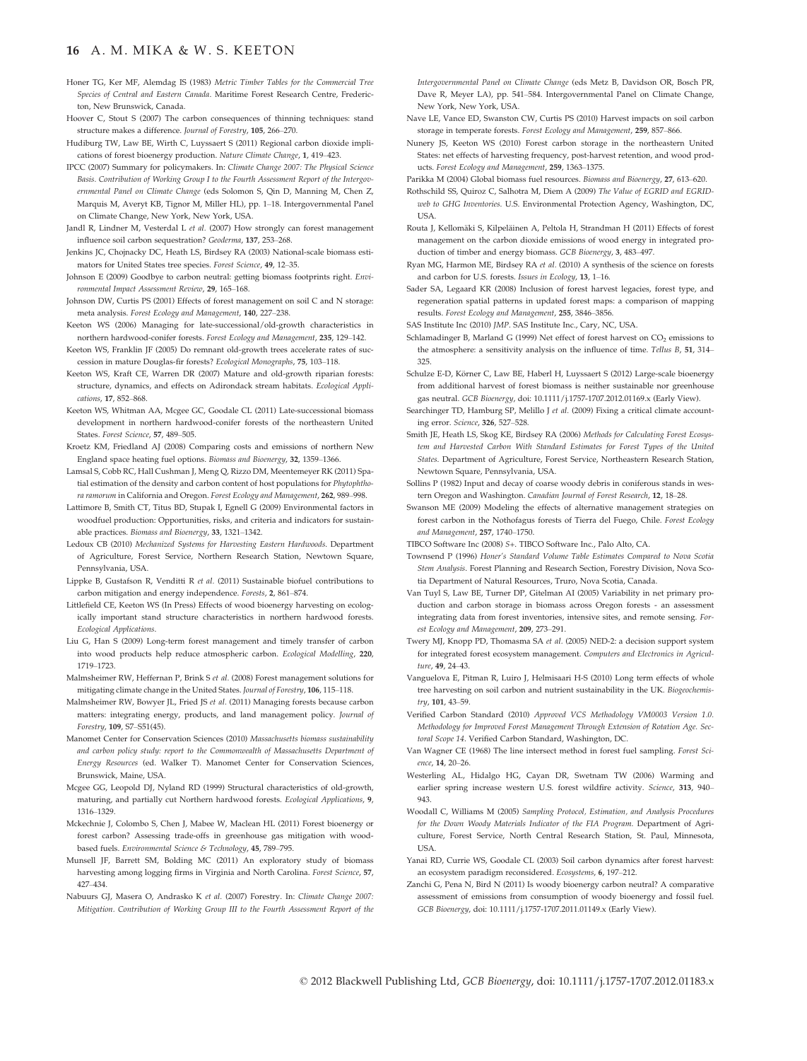Honer TG, Ker MF, Alemdag IS (1983) *Metric Timber Tables for the Commercial Tree Species of Central and Eastern Canada*. Maritime Forest Research Centre, Fredericton, New Brunswick, Canada.

Hoover C, Stout S (2007) The carbon consequences of thinning techniques: stand structure makes a difference. *Journal of Forestry*, **105**, 266–270.

Hudiburg TW, Law BE, Wirth C, Luyssaert S (2011) Regional carbon dioxide implications of forest bioenergy production. *Nature Climate Change*, **1**, 419–423.

IPCC (2007) Summary for policymakers. In: *Climate Change 2007: The Physical Science Basis. Contribution of Working Group I to the Fourth Assessment Report of the Intergovernmental Panel on Climate Change* (eds Solomon S, Qin D, Manning M, Chen Z, Marquis M, Averyt KB, Tignor M, Miller HL), pp. 1–18. Intergovernmental Panel on Climate Change, New York, New York, USA.

Jandl R, Lindner M, Vesterdal L *et al.* (2007) How strongly can forest management influence soil carbon sequestration? *Geoderma*, **137**, 253–268.

Jenkins JC, Chojnacky DC, Heath LS, Birdsey RA (2003) National-scale biomass estimators for United States tree species. *Forest Science*, **49**, 12–35.

Johnson E (2009) Goodbye to carbon neutral: getting biomass footprints right. *Environmental Impact Assessment Review*, **29**, 165–168.

Johnson DW, Curtis PS (2001) Effects of forest management on soil C and N storage: meta analysis. *Forest Ecology and Management*, **140**, 227–238.

Keeton WS (2006) Managing for late-successional/old-growth characteristics in northern hardwood-conifer forests. *Forest Ecology and Management*, **235**, 129–142.

Keeton WS, Franklin JF (2005) Do remnant old-growth trees accelerate rates of succession in mature Douglas-fir forests? *Ecological Monographs*, **75**, 103–118.

Keeton WS, Kraft CE, Warren DR (2007) Mature and old-growth riparian forests: structure, dynamics, and effects on Adirondack stream habitats. *Ecological Applications*, **17**, 852–868.

Keeton WS, Whitman AA, Mcgee GC, Goodale CL (2011) Late-successional biomass development in northern hardwood-conifer forests of the northeastern United States. *Forest Science*, **57**, 489–505.

Kroetz KM, Friedland AJ (2008) Comparing costs and emissions of northern New England space heating fuel options. *Biomass and Bioenergy*, **32**, 1359–1366.

Lamsal S, Cobb RC, Hall Cushman J, Meng Q, Rizzo DM, Meentemeyer RK (2011) Spatial estimation of the density and carbon content of host populations for *Phytophthora ramorum* in California and Oregon. *Forest Ecology and Management*, **262**, 989–998.

Lattimore B, Smith CT, Titus BD, Stupak I, Egnell G (2009) Environmental factors in woodfuel production: Opportunities, risks, and criteria and indicators for sustainable practices. *Biomass and Bioenergy*, **33**, 1321–1342.

Ledoux CB (2010) *Mechanized Systems for Harvesting Eastern Hardwoods*. Department of Agriculture, Forest Service, Northern Research Station, Newtown Square, Pennsylvania, USA.

Lippke B, Gustafson R, Venditti R *et al.* (2011) Sustainable biofuel contributions to carbon mitigation and energy independence. *Forests*, **2**, 861–874.

Littlefield CE, Keeton WS (In Press) Effects of wood bioenergy harvesting on ecologically important stand structure characteristics in northern hardwood forests. *Ecological Applications*.

Liu G, Han S (2009) Long-term forest management and timely transfer of carbon into wood products help reduce atmospheric carbon. *Ecological Modelling*, **220**, 1719–1723.

Malmsheimer RW, Heffernan P, Brink S *et al.* (2008) Forest management solutions for mitigating climate change in the United States. *Journal of Forestry*, **106**, 115–118.

Malmsheimer RW, Bowyer JL, Fried JS *et al.* (2011) Managing forests because carbon matters: integrating energy, products, and land management policy. *Journal of Forestry*, **109**, S7–S51(45).

Manomet Center for Conservation Sciences (2010) *Massachusetts biomass sustainability and carbon policy study: report to the Commonwealth of Massachusetts Department of Energy Resources* (ed. Walker T). Manomet Center for Conservation Sciences, Brunswick, Maine, USA.

Mcgee GG, Leopold DJ, Nyland RD (1999) Structural characteristics of old-growth, maturing, and partially cut Northern hardwood forests. *Ecological Applications*, **9**, 1316–1329.

Mckechnie J, Colombo S, Chen J, Mabee W, Maclean HL (2011) Forest bioenergy or forest carbon? Assessing trade-offs in greenhouse gas mitigation with wood-based fuels. *Environmental Science & Technology*, **45**, 789–795.

Munsell JF, Barrett SM, Bolding MC (2011) An exploratory study of biomass harvesting among logging firms in Virginia and North Carolina. *Forest Science*, **57**, 427–434.

Nabuurs GJ, Masera O, Andrasko K *et al.* (2007) Forestry. In: *Climate Change 2007: Mitigation. Contribution of Working Group III to the Fourth Assessment Report of the Intergovernmental Panel on Climate Change* (eds Metz B, Davidson OR, Bosch PR, Dave R, Meyer LA), pp. 541–584. Intergovernmental Panel on Climate Change, New York, New York, USA.

Nave LE, Vance ED, Swanston CW, Curtis PS (2010) Harvest impacts on soil carbon storage in temperate forests. *Forest Ecology and Management*, **259**, 857–866.

Nunery JS, Keeton WS (2010) Forest carbon storage in the northeastern United States: net effects of harvesting frequency, post-harvest retention, and wood products. *Forest Ecology and Management*, **259**, 1363–1375.

Parikka M (2004) Global biomass fuel resources. *Biomass and Bioenergy*, **27**, 613–620.

Rothschild SS, Quiroz C, Salhotra M, Diem A (2009) *The Value of EGRID and EGRID-web to GHG Inventories*. U.S. Environmental Protection Agency, Washington, DC, USA.

Routa J, Kellomäki S, Kilpeläinen A, Peltola H, Strandman H (2011) Effects of forest management on the carbon dioxide emissions of wood energy in integrated production of timber and energy biomass. *GCB Bioenergy*, **3**, 483–497.

Ryan MG, Harmon ME, Birdsey RA *et al.* (2010) A synthesis of the science on forests and carbon for U.S. forests. *Issues in Ecology*, **13**, 1–16.

Sader SA, Legaard KR (2008) Inclusion of forest harvest legacies, forest type, and regeneration spatial patterns in updated forest maps: a comparison of mapping results. *Forest Ecology and Management*, **255**, 3846–3856.

SAS Institute Inc (2010) *JMP*. SAS Institute Inc., Cary, NC, USA.

Schlamadinger B, Marland G (1999) Net effect of forest harvest on $CO_2$ emissions to the atmosphere: a sensitivity analysis on the influence of time. *Tellus B*, **51**, 314–325.

Schulze E-D, Körner C, Law BE, Haberl H, Luyssaert S (2012) Large-scale bioenergy from additional harvest of forest biomass is neither sustainable nor greenhouse gas neutral. *GCB Bioenergy*, doi: 10.1111/j.1757-1707.2012.01169.x (Early View).

Searchinger TD, Hamburg SP, Melillo J *et al.* (2009) Fixing a critical climate accounting error. *Science*, **326**, 527–528.

Smith JE, Heath LS, Skog KE, Birdsey RA (2006) *Methods for Calculating Forest Ecosystem and Harvested Carbon With Standard Estimates for Forest Types of the United States*. Department of Agriculture, Forest Service, Northeastern Research Station, Newtown Square, Pennsylvania, USA.

Sollins P (1982) Input and decay of coarse woody debris in coniferous stands in western Oregon and Washington. *Canadian Journal of Forest Research*, **12**, 18–28.

Swanson ME (2009) Modeling the effects of alternative management strategies on forest carbon in the Nothofagus forests of Tierra del Fuego, Chile. *Forest Ecology and Management*, **257**, 1740–1750.

TIBCO Software Inc (2008) *S+*. TIBCO Software Inc., Palo Alto, CA.

Townsend P (1996) *Honer's Standard Volume Table Estimates Compared to Nova Scotia Stem Analysis*. Forest Planning and Research Section, Forestry Division, Nova Scotia Department of Natural Resources, Truro, Nova Scotia, Canada.

Van Tuyl S, Law BE, Turner DP, Gitelman AI (2005) Variability in net primary production and carbon storage in biomass across Oregon forests - an assessment integrating data from forest inventories, intensive sites, and remote sensing. *Forest Ecology and Management*, **209**, 273–291.

Twery MJ, Knopp PD, Thomasma SA *et al.* (2005) NED-2: a decision support system for integrated forest ecosystem management. *Computers and Electronics in Agriculture*, **49**, 24–43.

Vanguelova E, Pitman R, Luiro J, Helmisaari H-S (2010) Long term effects of whole tree harvesting on soil carbon and nutrient sustainability in the UK. *Biogeochemistry*, **101**, 43–59.

Verified Carbon Standard (2010) *Approved VCS Methodology VM0003 Version 1.0. Methodology for Improved Forest Management Through Extension of Rotation Age. Sectoral Scope 14*. Verified Carbon Standard, Washington, DC.

Van Wagner CE (1968) The line intersect method in forest fuel sampling. *Forest Science*, **14**, 20–26.

Westerling AL, Hidalgo HG, Cayan DR, Swetnam TW (2006) Warming and earlier spring increase western U.S. forest wildfire activity. *Science*, **313**, 940–943.

Woodall C, Williams M (2005) *Sampling Protocol, Estimation, and Analysis Procedures for the Down Woody Materials Indicator of the FIA Program*. Department of Agriculture, Forest Service, North Central Research Station, St. Paul, Minnesota, USA.

Yanai RD, Currie WS, Goodale CL (2003) Soil carbon dynamics after forest harvest: an ecosystem paradigm reconsidered. *Ecosystems*, **6**, 197–212.

Zanchi G, Pena N, Bird N (2011) Is woody bioenergy carbon neutral? A comparative assessment of emissions from consumption of woody bioenergy and fossil fuel. *GCB Bioenergy*, doi: 10.1111/j.1757-1707.2011.01149.x (Early View).